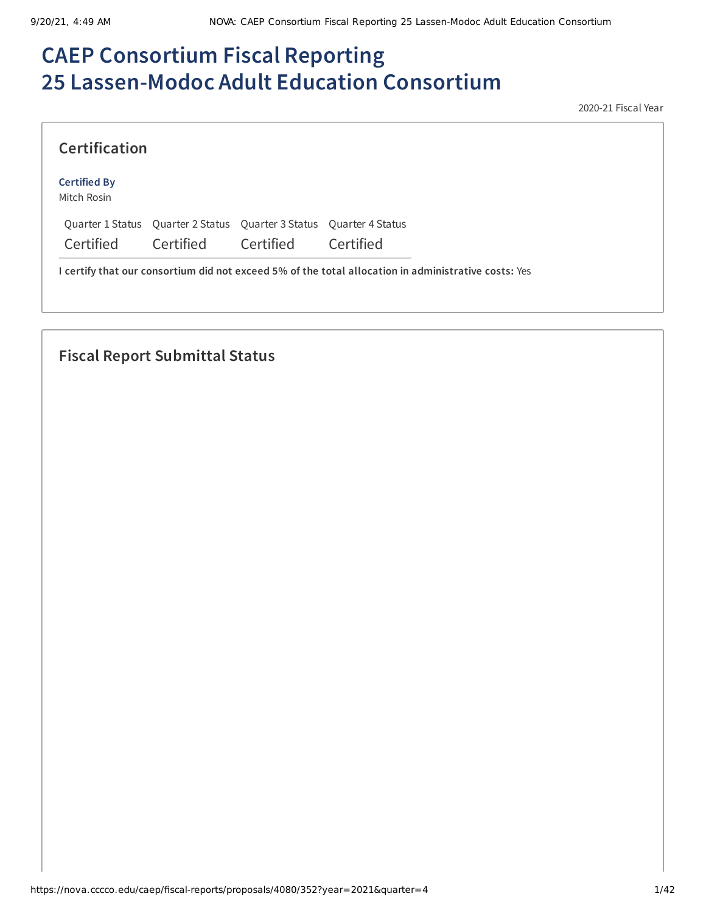# CAEP Consortium Fiscal Reporting
# 25 Lassen-Modoc Adult Education Consortium

2020-21 Fiscal Year

## Certification

**Certified By**
Mitch Rosin

| Quarter 1 Status | Quarter 2 Status | Quarter 3 Status | Quarter 4 Status |
|---|---|---|---|
| Certified | Certified | Certified | Certified |

**I certify that our consortium did not exceed 5% of the total allocation in administrative costs:** Yes

## Fiscal Report Submittal Status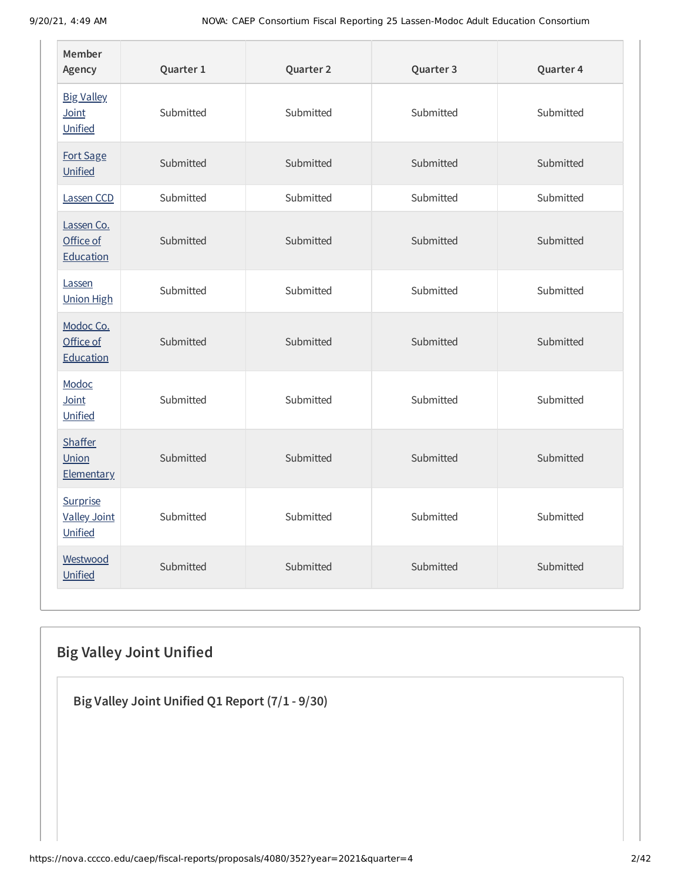| Member Agency | Quarter 1 | Quarter 2 | Quarter 3 | Quarter 4 |
| --- | --- | --- | --- | --- |
| Big Valley Joint Unified | Submitted | Submitted | Submitted | Submitted |
| Fort Sage Unified | Submitted | Submitted | Submitted | Submitted |
| Lassen CCD | Submitted | Submitted | Submitted | Submitted |
| Lassen Co. Office of Education | Submitted | Submitted | Submitted | Submitted |
| Lassen Union High | Submitted | Submitted | Submitted | Submitted |
| Modoc Co. Office of Education | Submitted | Submitted | Submitted | Submitted |
| Modoc Joint Unified | Submitted | Submitted | Submitted | Submitted |
| Shaffer Union Elementary | Submitted | Submitted | Submitted | Submitted |
| Surprise Valley Joint Unified | Submitted | Submitted | Submitted | Submitted |
| Westwood Unified | Submitted | Submitted | Submitted | Submitted |

## Big Valley Joint Unified

### Big Valley Joint Unified Q1 Report (7/1 - 9/30)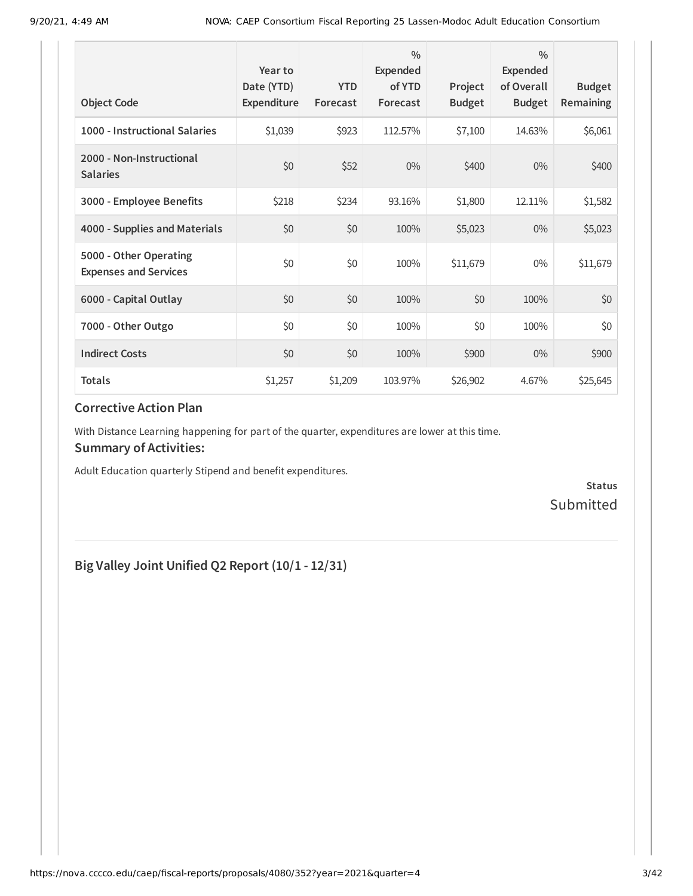| Object Code | Year to Date (YTD) Expenditure | YTD Forecast | % Expended of YTD Forecast | Project Budget | % Expended of Overall Budget | Budget Remaining |
|---|---|---|---|---|---|---|
| 1000 - Instructional Salaries | $1,039 | $923 | 112.57% | $7,100 | 14.63% | $6,061 |
| 2000 - Non-Instructional Salaries | $0 | $52 | 0% | $400 | 0% | $400 |
| 3000 - Employee Benefits | $218 | $234 | 93.16% | $1,800 | 12.11% | $1,582 |
| 4000 - Supplies and Materials | $0 | $0 | 100% | $5,023 | 0% | $5,023 |
| 5000 - Other Operating Expenses and Services | $0 | $0 | 100% | $11,679 | 0% | $11,679 |
| 6000 - Capital Outlay | $0 | $0 | 100% | $0 | 100% | $0 |
| 7000 - Other Outgo | $0 | $0 | 100% | $0 | 100% | $0 |
| Indirect Costs | $0 | $0 | 100% | $900 | 0% | $900 |
| Totals | $1,257 | $1,209 | 103.97% | $26,902 | 4.67% | $25,645 |

### Corrective Action Plan

With Distance Learning happening for part of the quarter, expenditures are lower at this time.

### Summary of Activities:

Adult Education quarterly Stipend and benefit expenditures.

**Status**
Submitted

## Big Valley Joint Unified Q2 Report (10/1 - 12/31)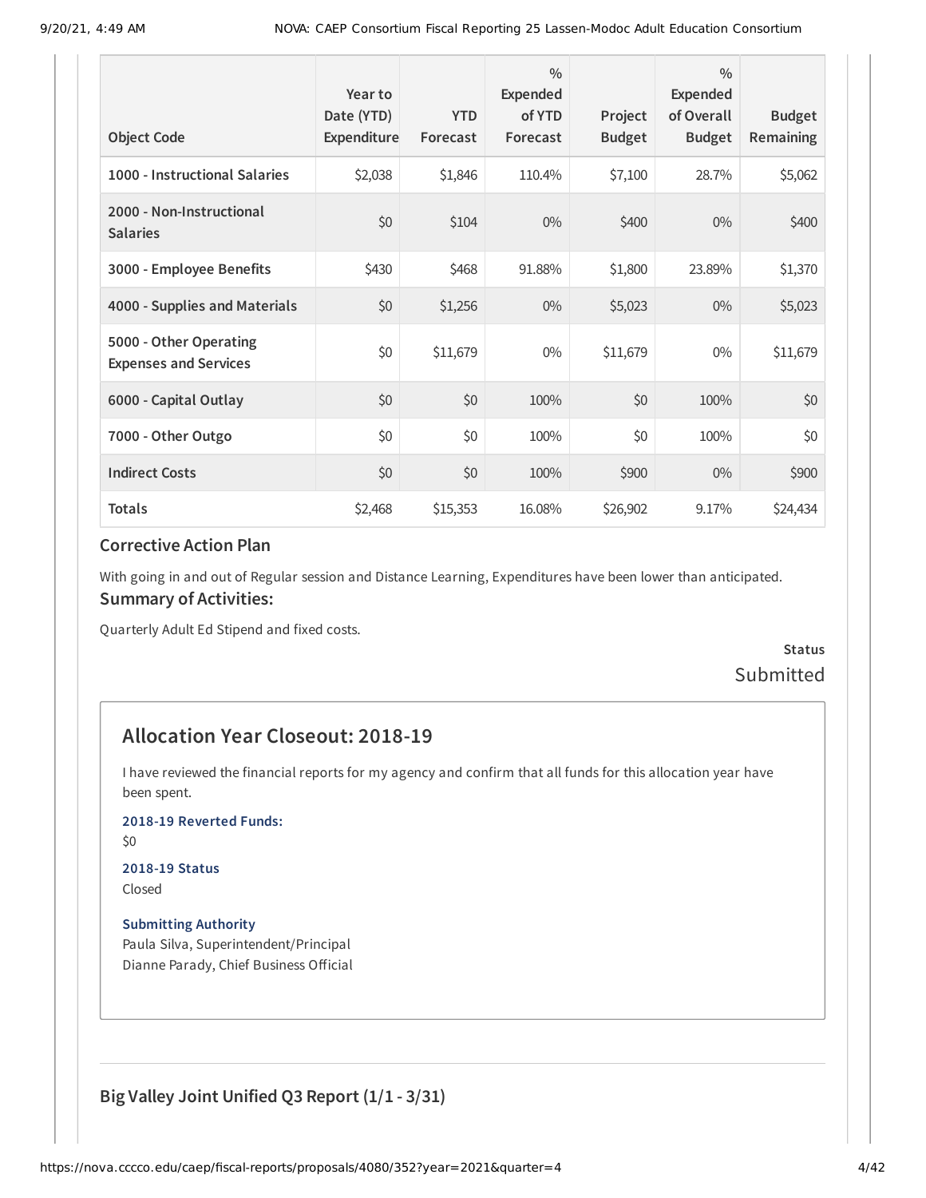| Object Code | Year to Date (YTD) Expenditure | YTD Forecast | % Expended of YTD Forecast | Project Budget | % Expended of Overall Budget | Budget Remaining |
|---|---|---|---|---|---|---|
| 1000 - Instructional Salaries | $2,038 | $1,846 | 110.4% | $7,100 | 28.7% | $5,062 |
| 2000 - Non-Instructional Salaries | $0 | $104 | 0% | $400 | 0% | $400 |
| 3000 - Employee Benefits | $430 | $468 | 91.88% | $1,800 | 23.89% | $1,370 |
| 4000 - Supplies and Materials | $0 | $1,256 | 0% | $5,023 | 0% | $5,023 |
| 5000 - Other Operating Expenses and Services | $0 | $11,679 | 0% | $11,679 | 0% | $11,679 |
| 6000 - Capital Outlay | $0 | $0 | 100% | $0 | 100% | $0 |
| 7000 - Other Outgo | $0 | $0 | 100% | $0 | 100% | $0 |
| Indirect Costs | $0 | $0 | 100% | $900 | 0% | $900 |
| Totals | $2,468 | $15,353 | 16.08% | $26,902 | 9.17% | $24,434 |

### Corrective Action Plan

With going in and out of Regular session and Distance Learning, Expenditures have been lower than anticipated.

### Summary of Activities:

Quarterly Adult Ed Stipend and fixed costs.

**Status**

Submitted

## Allocation Year Closeout: 2018-19

I have reviewed the financial reports for my agency and confirm that all funds for this allocation year have been spent.

**2018-19 Reverted Funds:**

$0

**2018-19 Status**

Closed

**Submitting Authority**

Paula Silva, Superintendent/Principal

Dianne Parady, Chief Business Official

### Big Valley Joint Unified Q3 Report (1/1 - 3/31)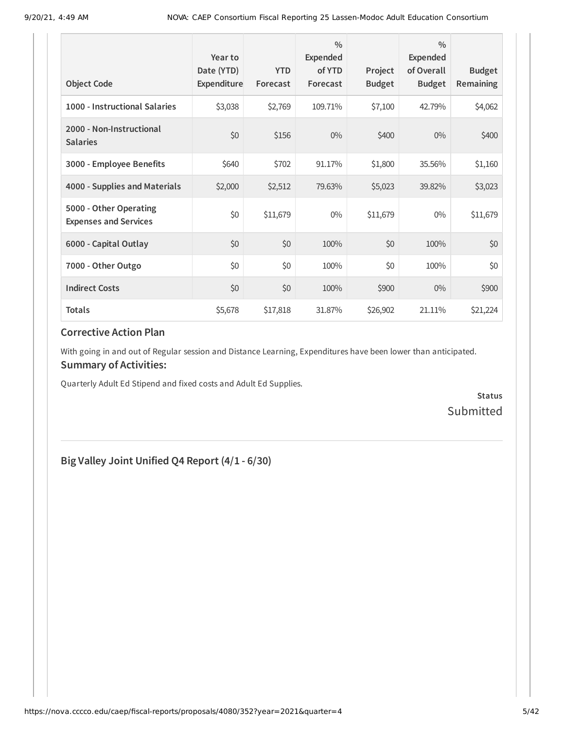| Object Code | Year to Date (YTD) Expenditure | YTD Forecast | % Expended of YTD Forecast | Project Budget | % Expended of Overall Budget | Budget Remaining |
|---|---|---|---|---|---|---|
| **1000 - Instructional Salaries** | $3,038 | $2,769 | 109.71% | $7,100 | 42.79% | $4,062 |
| **2000 - Non-Instructional Salaries** | $0 | $156 | 0% | $400 | 0% | $400 |
| **3000 - Employee Benefits** | $640 | $702 | 91.17% | $1,800 | 35.56% | $1,160 |
| **4000 - Supplies and Materials** | $2,000 | $2,512 | 79.63% | $5,023 | 39.82% | $3,023 |
| **5000 - Other Operating Expenses and Services** | $0 | $11,679 | 0% | $11,679 | 0% | $11,679 |
| **6000 - Capital Outlay** | $0 | $0 | 100% | $0 | 100% | $0 |
| **7000 - Other Outgo** | $0 | $0 | 100% | $0 | 100% | $0 |
| **Indirect Costs** | $0 | $0 | 100% | $900 | 0% | $900 |
| **Totals** | $5,678 | $17,818 | 31.87% | $26,902 | 21.11% | $21,224 |

## Corrective Action Plan

With going in and out of Regular session and Distance Learning, Expenditures have been lower than anticipated.

## Summary of Activities:

Quarterly Adult Ed Stipend and fixed costs and Adult Ed Supplies.

**Status**

Submitted

## Big Valley Joint Unified Q4 Report (4/1 - 6/30)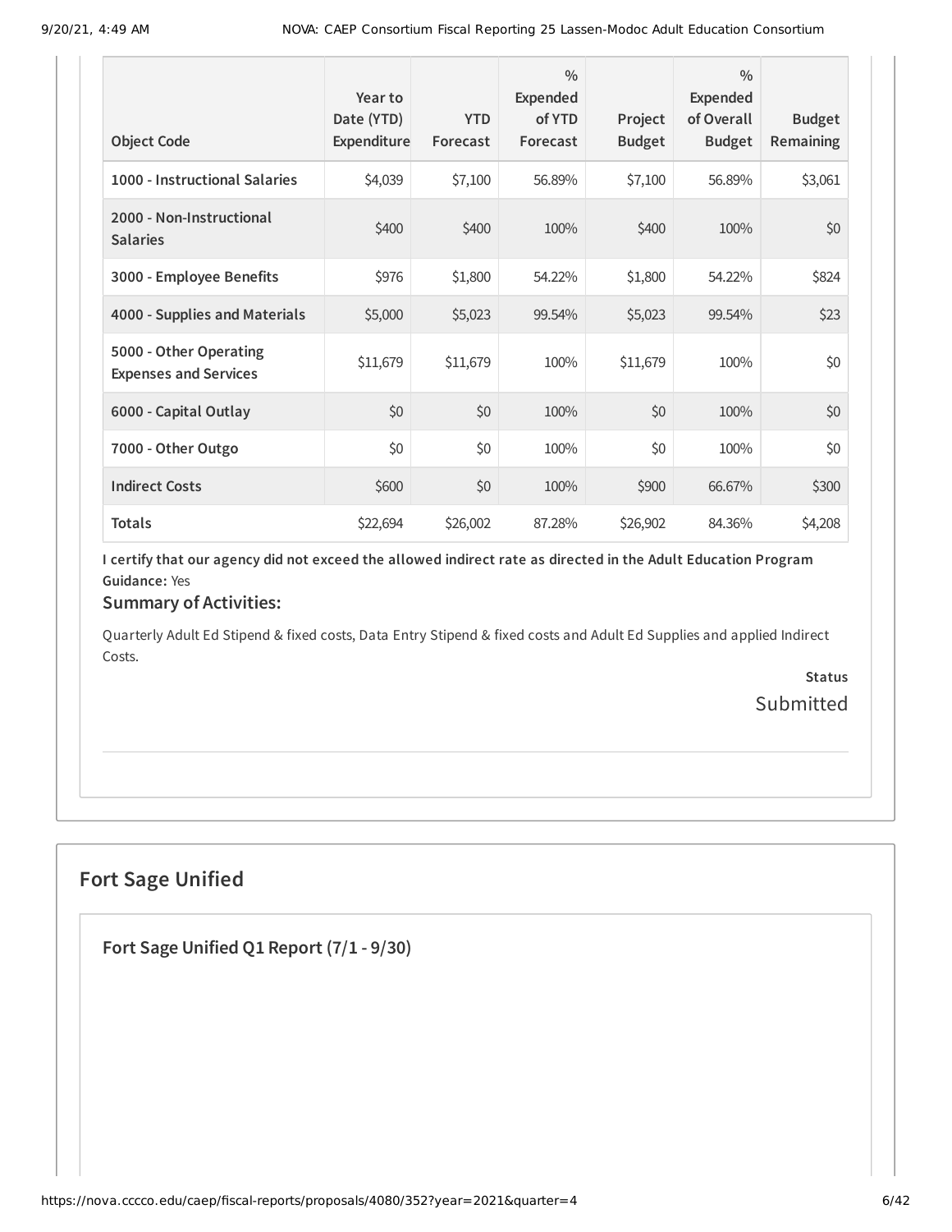| Object Code | Year to Date (YTD) Expenditure | YTD Forecast | % Expended of YTD Forecast | Project Budget | % Expended of Overall Budget | Budget Remaining |
|---|---|---|---|---|---|---|
| 1000 - Instructional Salaries | $4,039 | $7,100 | 56.89% | $7,100 | 56.89% | $3,061 |
| 2000 - Non-Instructional Salaries | $400 | $400 | 100% | $400 | 100% | $0 |
| 3000 - Employee Benefits | $976 | $1,800 | 54.22% | $1,800 | 54.22% | $824 |
| 4000 - Supplies and Materials | $5,000 | $5,023 | 99.54% | $5,023 | 99.54% | $23 |
| 5000 - Other Operating Expenses and Services | $11,679 | $11,679 | 100% | $11,679 | 100% | $0 |
| 6000 - Capital Outlay | $0 | $0 | 100% | $0 | 100% | $0 |
| 7000 - Other Outgo | $0 | $0 | 100% | $0 | 100% | $0 |
| Indirect Costs | $600 | $0 | 100% | $900 | 66.67% | $300 |
| Totals | $22,694 | $26,002 | 87.28% | $26,902 | 84.36% | $4,208 |

**I certify that our agency did not exceed the allowed indirect rate as directed in the Adult Education Program Guidance:** Yes

### Summary of Activities:

Quarterly Adult Ed Stipend & fixed costs, Data Entry Stipend & fixed costs and Adult Ed Supplies and applied Indirect Costs.

**Status**

Submitted

## Fort Sage Unified

### Fort Sage Unified Q1 Report (7/1 - 9/30)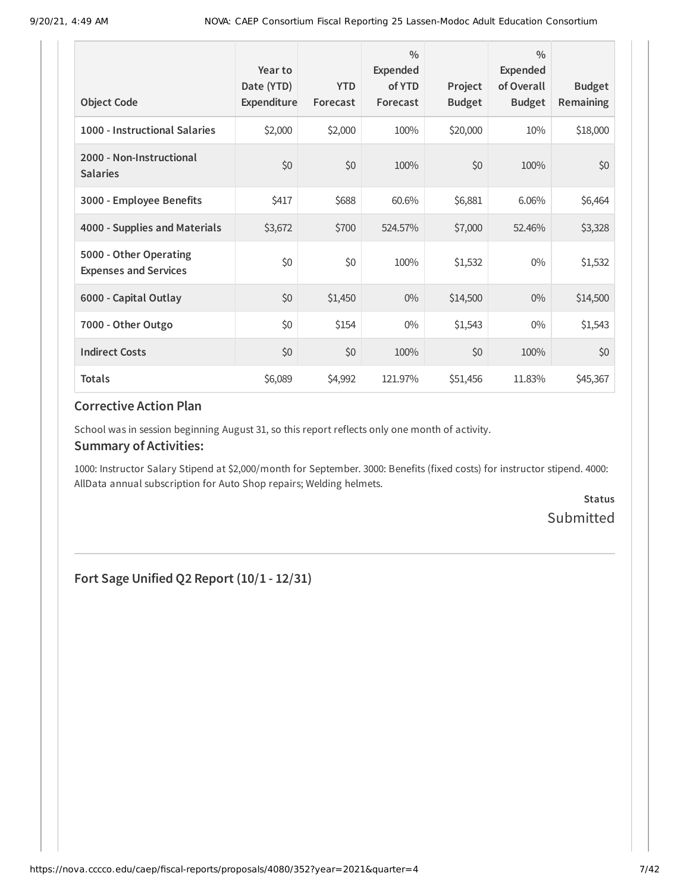| Object Code | Year to Date (YTD) Expenditure | YTD Forecast | % Expended of YTD Forecast | Project Budget | % Expended of Overall Budget | Budget Remaining |
|---|---|---|---|---|---|---|
| **1000 - Instructional Salaries** | $2,000 | $2,000 | 100% | $20,000 | 10% | $18,000 |
| **2000 - Non-Instructional Salaries** | $0 | $0 | 100% | $0 | 100% | $0 |
| **3000 - Employee Benefits** | $417 | $688 | 60.6% | $6,881 | 6.06% | $6,464 |
| **4000 - Supplies and Materials** | $3,672 | $700 | 524.57% | $7,000 | 52.46% | $3,328 |
| **5000 - Other Operating Expenses and Services** | $0 | $0 | 100% | $1,532 | 0% | $1,532 |
| **6000 - Capital Outlay** | $0 | $1,450 | 0% | $14,500 | 0% | $14,500 |
| **7000 - Other Outgo** | $0 | $154 | 0% | $1,543 | 0% | $1,543 |
| **Indirect Costs** | $0 | $0 | 100% | $0 | 100% | $0 |
| **Totals** | $6,089 | $4,992 | 121.97% | $51,456 | 11.83% | $45,367 |

### Corrective Action Plan

School was in session beginning August 31, so this report reflects only one month of activity.

### Summary of Activities:

1000: Instructor Salary Stipend at $2,000/month for September. 3000: Benefits (fixed costs) for instructor stipend. 4000: AllData annual subscription for Auto Shop repairs; Welding helmets.

**Status**

Submitted

---

### Fort Sage Unified Q2 Report (10/1 - 12/31)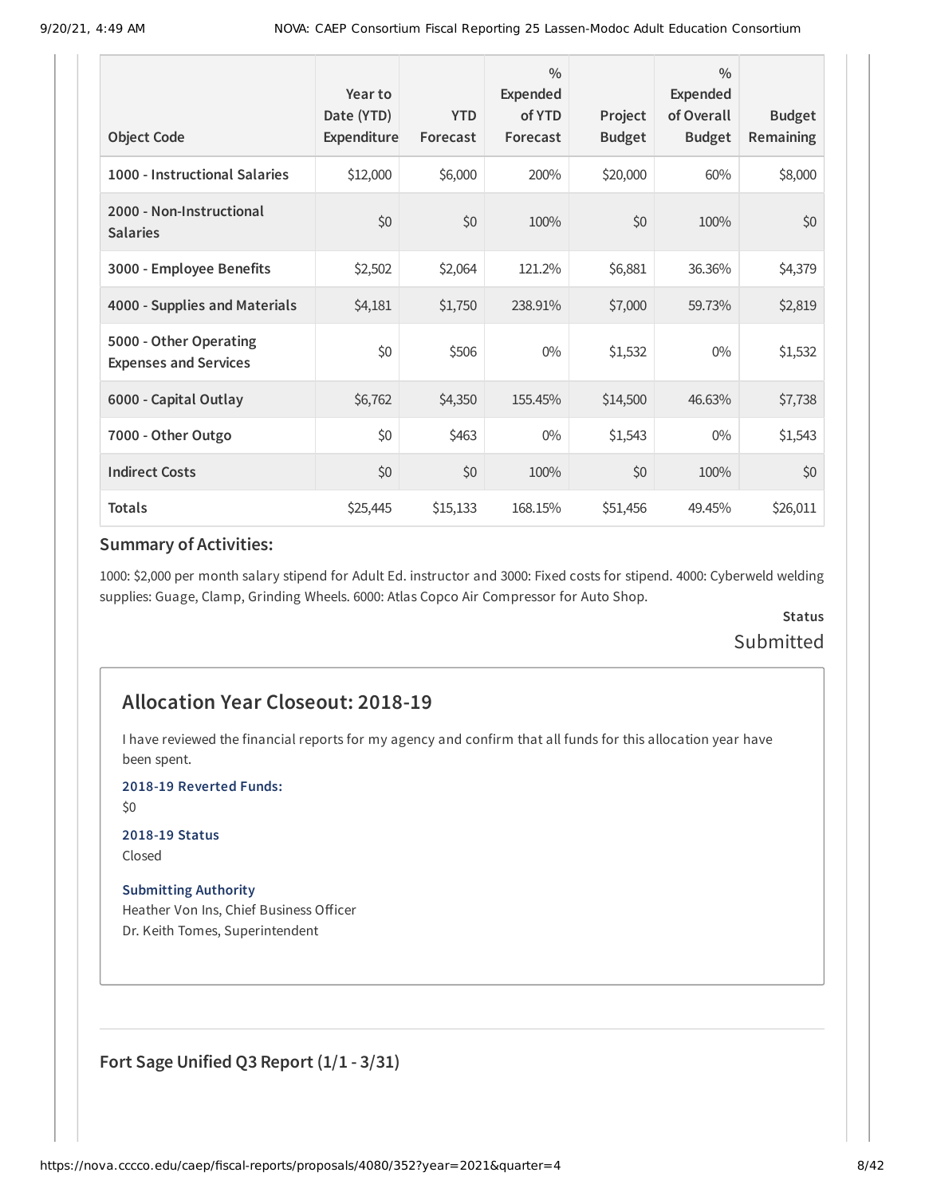| Object Code | Year to Date (YTD) Expenditure | YTD Forecast | % Expended of YTD Forecast | Project Budget | % Expended of Overall Budget | Budget Remaining |
|---|---|---|---|---|---|---|
| 1000 - Instructional Salaries | $12,000 | $6,000 | 200% | $20,000 | 60% | $8,000 |
| 2000 - Non-Instructional Salaries | $0 | $0 | 100% | $0 | 100% | $0 |
| 3000 - Employee Benefits | $2,502 | $2,064 | 121.2% | $6,881 | 36.36% | $4,379 |
| 4000 - Supplies and Materials | $4,181 | $1,750 | 238.91% | $7,000 | 59.73% | $2,819 |
| 5000 - Other Operating Expenses and Services | $0 | $506 | 0% | $1,532 | 0% | $1,532 |
| 6000 - Capital Outlay | $6,762 | $4,350 | 155.45% | $14,500 | 46.63% | $7,738 |
| 7000 - Other Outgo | $0 | $463 | 0% | $1,543 | 0% | $1,543 |
| Indirect Costs | $0 | $0 | 100% | $0 | 100% | $0 |
| Totals | $25,445 | $15,133 | 168.15% | $51,456 | 49.45% | $26,011 |

### Summary of Activities:

1000: $2,000 per month salary stipend for Adult Ed. instructor and 3000: Fixed costs for stipend. 4000: Cyberweld welding supplies: Guage, Clamp, Grinding Wheels. 6000: Atlas Copco Air Compressor for Auto Shop.

**Status**

Submitted

## Allocation Year Closeout: 2018-19

I have reviewed the financial reports for my agency and confirm that all funds for this allocation year have been spent.

**2018-19 Reverted Funds:**

$0

**2018-19 Status**

Closed

**Submitting Authority**

Heather Von Ins, Chief Business Officer
Dr. Keith Tomes, Superintendent

### Fort Sage Unified Q3 Report (1/1 - 3/31)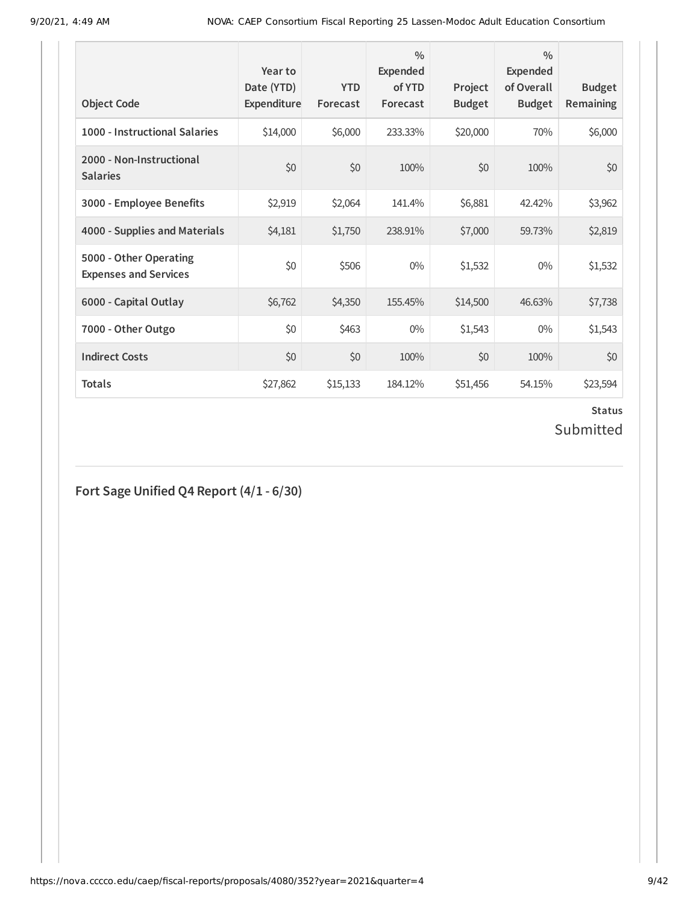| Object Code | Year to Date (YTD) Expenditure | YTD Forecast | % Expended of YTD Forecast | Project Budget | % Expended of Overall Budget | Budget Remaining |
|---|---|---|---|---|---|---|
| 1000 - Instructional Salaries | $14,000 | $6,000 | 233.33% | $20,000 | 70% | $6,000 |
| 2000 - Non-Instructional Salaries | $0 | $0 | 100% | $0 | 100% | $0 |
| 3000 - Employee Benefits | $2,919 | $2,064 | 141.4% | $6,881 | 42.42% | $3,962 |
| 4000 - Supplies and Materials | $4,181 | $1,750 | 238.91% | $7,000 | 59.73% | $2,819 |
| 5000 - Other Operating Expenses and Services | $0 | $506 | 0% | $1,532 | 0% | $1,532 |
| 6000 - Capital Outlay | $6,762 | $4,350 | 155.45% | $14,500 | 46.63% | $7,738 |
| 7000 - Other Outgo | $0 | $463 | 0% | $1,543 | 0% | $1,543 |
| Indirect Costs | $0 | $0 | 100% | $0 | 100% | $0 |
| Totals | $27,862 | $15,133 | 184.12% | $51,456 | 54.15% | $23,594 |

**Status**

Submitted

## Fort Sage Unified Q4 Report (4/1 - 6/30)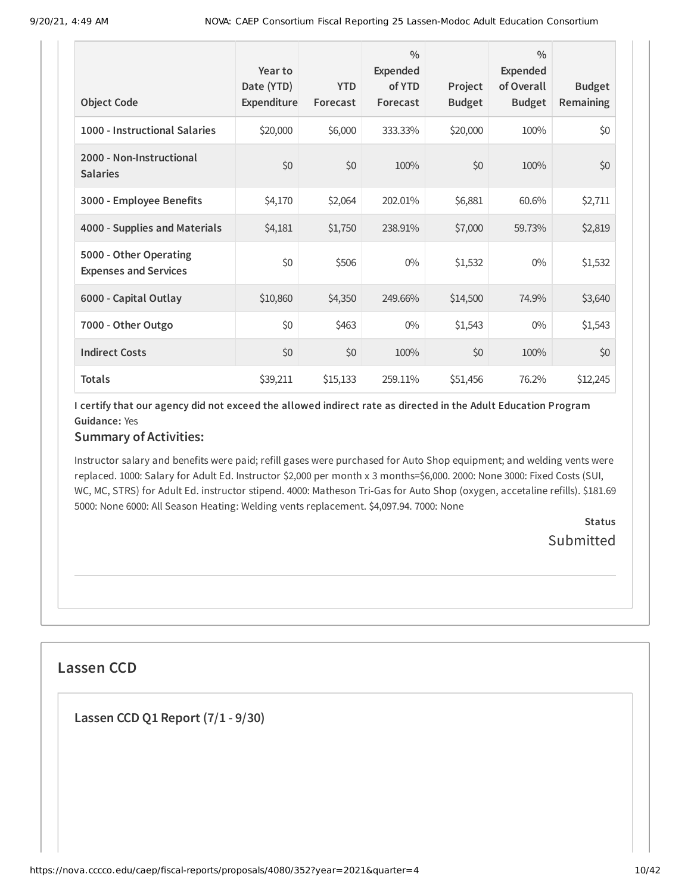| Object Code | Year to Date (YTD) Expenditure | YTD Forecast | % Expended of YTD Forecast | Project Budget | % Expended of Overall Budget | Budget Remaining |
|---|---|---|---|---|---|---|
| 1000 - Instructional Salaries | $20,000 | $6,000 | 333.33% | $20,000 | 100% | $0 |
| 2000 - Non-Instructional Salaries | $0 | $0 | 100% | $0 | 100% | $0 |
| 3000 - Employee Benefits | $4,170 | $2,064 | 202.01% | $6,881 | 60.6% | $2,711 |
| 4000 - Supplies and Materials | $4,181 | $1,750 | 238.91% | $7,000 | 59.73% | $2,819 |
| 5000 - Other Operating Expenses and Services | $0 | $506 | 0% | $1,532 | 0% | $1,532 |
| 6000 - Capital Outlay | $10,860 | $4,350 | 249.66% | $14,500 | 74.9% | $3,640 |
| 7000 - Other Outgo | $0 | $463 | 0% | $1,543 | 0% | $1,543 |
| Indirect Costs | $0 | $0 | 100% | $0 | 100% | $0 |
| Totals | $39,211 | $15,133 | 259.11% | $51,456 | 76.2% | $12,245 |

**I certify that our agency did not exceed the allowed indirect rate as directed in the Adult Education Program Guidance:** Yes

### Summary of Activities:

Instructor salary and benefits were paid; refill gases were purchased for Auto Shop equipment; and welding vents were replaced. 1000: Salary for Adult Ed. Instructor $2,000 per month x 3 months=$6,000. 2000: None 3000: Fixed Costs (SUI, WC, MC, STRS) for Adult Ed. instructor stipend. 4000: Matheson Tri-Gas for Auto Shop (oxygen, accetaline refills). $181.69 5000: None 6000: All Season Heating: Welding vents replacement. $4,097.94. 7000: None

**Status**

Submitted

## Lassen CCD

### Lassen CCD Q1 Report (7/1 - 9/30)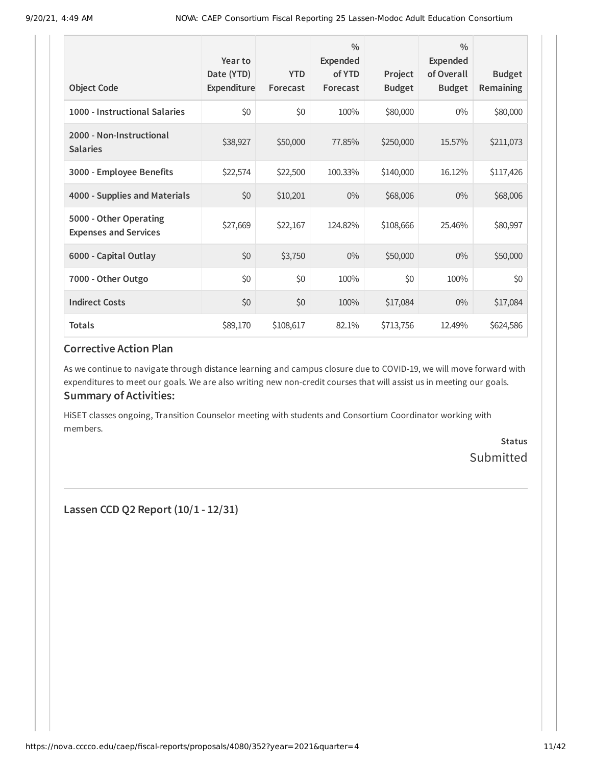| Object Code | Year to Date (YTD) Expenditure | YTD Forecast | % Expended of YTD Forecast | Project Budget | % Expended of Overall Budget | Budget Remaining |
|---|---|---|---|---|---|---|
| 1000 - Instructional Salaries | $0 | $0 | 100% | $80,000 | 0% | $80,000 |
| 2000 - Non-Instructional Salaries | $38,927 | $50,000 | 77.85% | $250,000 | 15.57% | $211,073 |
| 3000 - Employee Benefits | $22,574 | $22,500 | 100.33% | $140,000 | 16.12% | $117,426 |
| 4000 - Supplies and Materials | $0 | $10,201 | 0% | $68,006 | 0% | $68,006 |
| 5000 - Other Operating Expenses and Services | $27,669 | $22,167 | 124.82% | $108,666 | 25.46% | $80,997 |
| 6000 - Capital Outlay | $0 | $3,750 | 0% | $50,000 | 0% | $50,000 |
| 7000 - Other Outgo | $0 | $0 | 100% | $0 | 100% | $0 |
| Indirect Costs | $0 | $0 | 100% | $17,084 | 0% | $17,084 |
| Totals | $89,170 | $108,617 | 82.1% | $713,756 | 12.49% | $624,586 |

### Corrective Action Plan

As we continue to navigate through distance learning and campus closure due to COVID-19, we will move forward with expenditures to meet our goals. We are also writing new non-credit courses that will assist us in meeting our goals.

### Summary of Activities:

HiSET classes ongoing, Transition Counselor meeting with students and Consortium Coordinator working with members.

**Status**
Submitted

### Lassen CCD Q2 Report (10/1 - 12/31)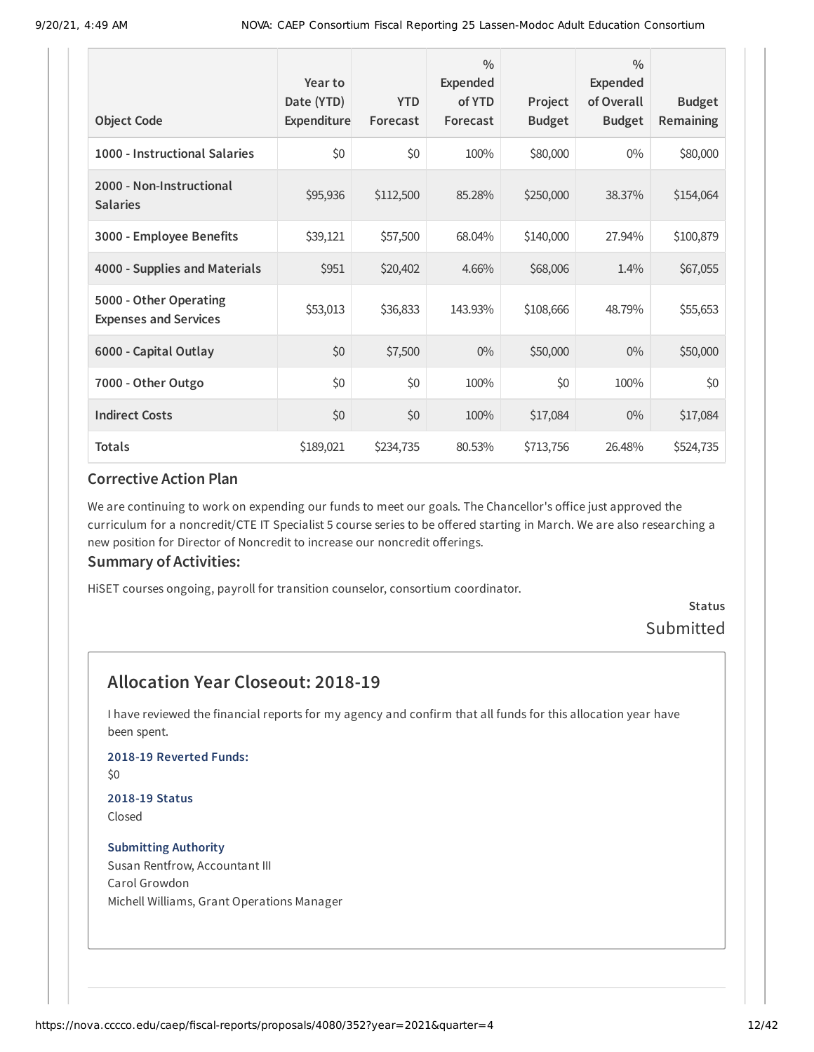| Object Code | Year to Date (YTD) Expenditure | YTD Forecast | % Expended of YTD Forecast | Project Budget | % Expended of Overall Budget | Budget Remaining |
|---|---|---|---|---|---|---|
| 1000 - Instructional Salaries | $0 | $0 | 100% | $80,000 | 0% | $80,000 |
| 2000 - Non-Instructional Salaries | $95,936 | $112,500 | 85.28% | $250,000 | 38.37% | $154,064 |
| 3000 - Employee Benefits | $39,121 | $57,500 | 68.04% | $140,000 | 27.94% | $100,879 |
| 4000 - Supplies and Materials | $951 | $20,402 | 4.66% | $68,006 | 1.4% | $67,055 |
| 5000 - Other Operating Expenses and Services | $53,013 | $36,833 | 143.93% | $108,666 | 48.79% | $55,653 |
| 6000 - Capital Outlay | $0 | $7,500 | 0% | $50,000 | 0% | $50,000 |
| 7000 - Other Outgo | $0 | $0 | 100% | $0 | 100% | $0 |
| Indirect Costs | $0 | $0 | 100% | $17,084 | 0% | $17,084 |
| Totals | $189,021 | $234,735 | 80.53% | $713,756 | 26.48% | $524,735 |

### Corrective Action Plan

We are continuing to work on expending our funds to meet our goals. The Chancellor's office just approved the curriculum for a noncredit/CTE IT Specialist 5 course series to be offered starting in March. We are also researching a new position for Director of Noncredit to increase our noncredit offerings.

### Summary of Activities:

HiSET courses ongoing, payroll for transition counselor, consortium coordinator.

**Status**
Submitted

## Allocation Year Closeout: 2018-19

I have reviewed the financial reports for my agency and confirm that all funds for this allocation year have been spent.

**2018-19 Reverted Funds:**
$0

**2018-19 Status**
Closed

**Submitting Authority**
Susan Rentfrow, Accountant III
Carol Growdon
Michell Williams, Grant Operations Manager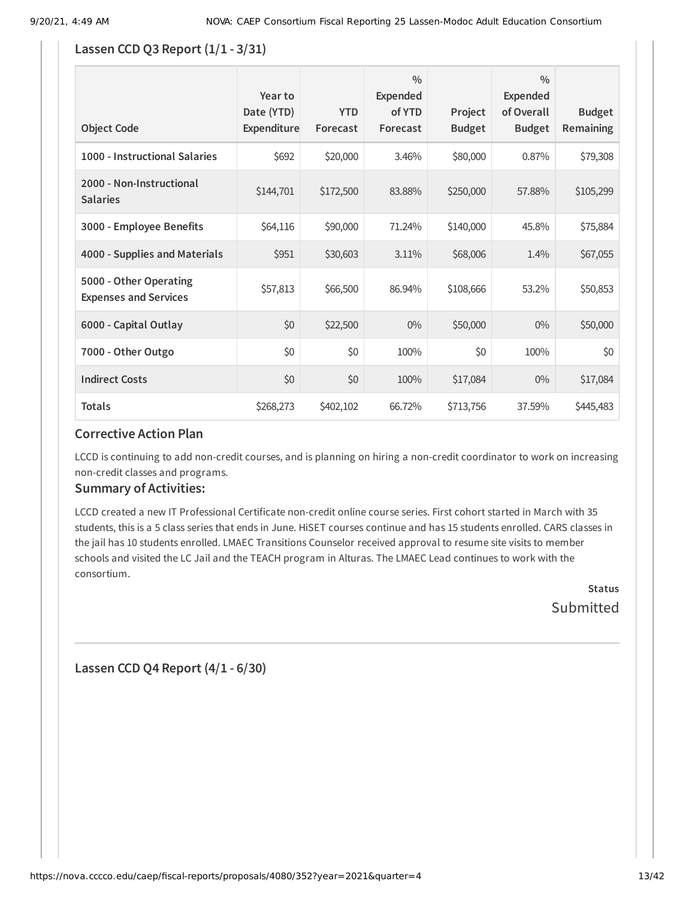### Lassen CCD Q3 Report (1/1 - 3/31)

| Object Code | Year to Date (YTD) Expenditure | YTD Forecast | % Expended of YTD Forecast | Project Budget | % Expended of Overall Budget | Budget Remaining |
|---|---|---|---|---|---|---|
| 1000 - Instructional Salaries | $692 | $20,000 | 3.46% | $80,000 | 0.87% | $79,308 |
| 2000 - Non-Instructional Salaries | $144,701 | $172,500 | 83.88% | $250,000 | 57.88% | $105,299 |
| 3000 - Employee Benefits | $64,116 | $90,000 | 71.24% | $140,000 | 45.8% | $75,884 |
| 4000 - Supplies and Materials | $951 | $30,603 | 3.11% | $68,006 | 1.4% | $67,055 |
| 5000 - Other Operating Expenses and Services | $57,813 | $66,500 | 86.94% | $108,666 | 53.2% | $50,853 |
| 6000 - Capital Outlay | $0 | $22,500 | 0% | $50,000 | 0% | $50,000 |
| 7000 - Other Outgo | $0 | $0 | 100% | $0 | 100% | $0 |
| Indirect Costs | $0 | $0 | 100% | $17,084 | 0% | $17,084 |
| Totals | $268,273 | $402,102 | 66.72% | $713,756 | 37.59% | $445,483 |

### Corrective Action Plan

LCCD is continuing to add non-credit courses, and is planning on hiring a non-credit coordinator to work on increasing non-credit classes and programs.

### Summary of Activities:

LCCD created a new IT Professional Certificate non-credit online course series. First cohort started in March with 35 students, this is a 5 class series that ends in June. HiSET courses continue and has 15 students enrolled. CARS classes in the jail has 10 students enrolled. LMAEC Transitions Counselor received approval to resume site visits to member schools and visited the LC Jail and the TEACH program in Alturas. The LMAEC Lead continues to work with the consortium.

**Status**

Submitted

---

### Lassen CCD Q4 Report (4/1 - 6/30)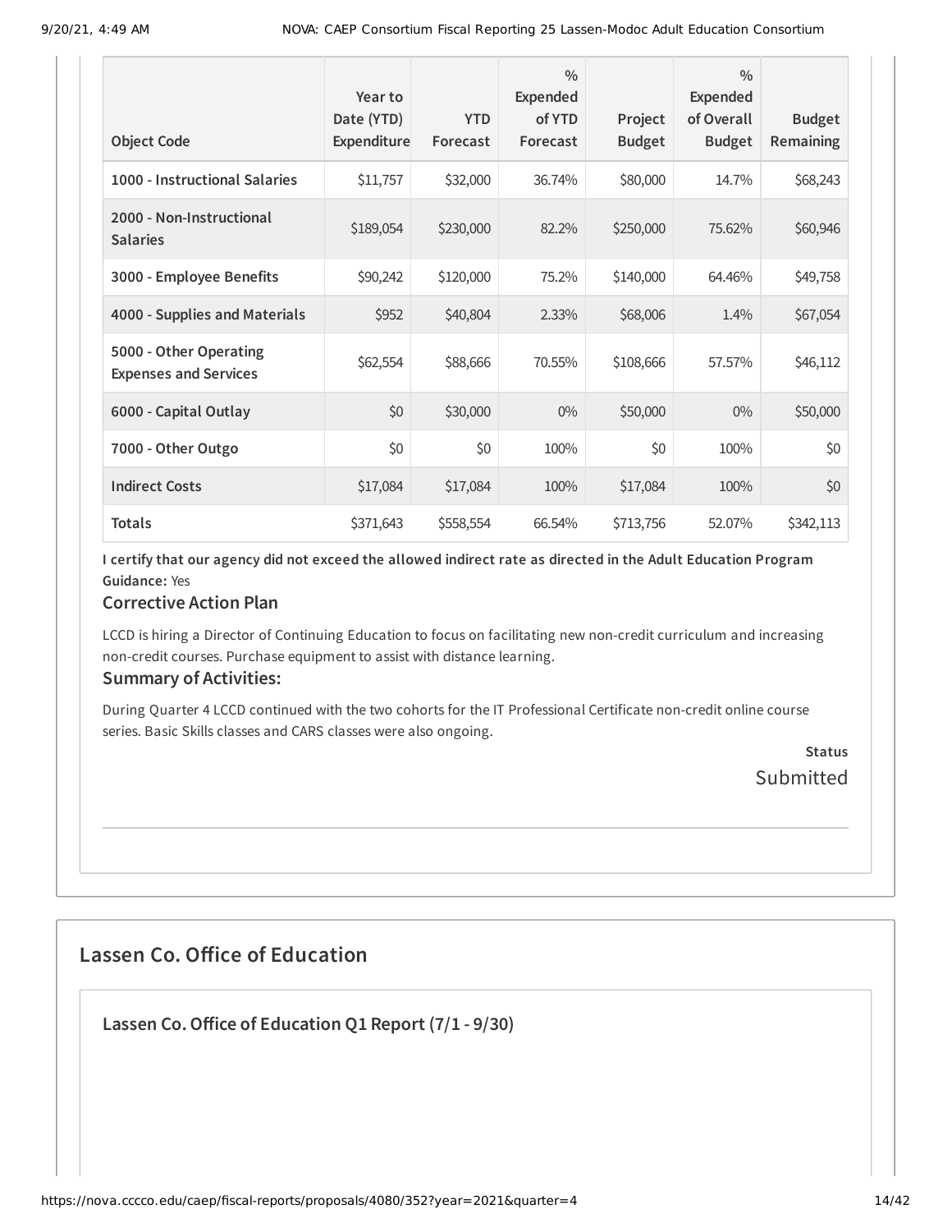| Object Code | Year to Date (YTD) Expenditure | YTD Forecast | % Expended of YTD Forecast | Project Budget | % Expended of Overall Budget | Budget Remaining |
|---|---|---|---|---|---|---|
| 1000 - Instructional Salaries | $11,757 | $32,000 | 36.74% | $80,000 | 14.7% | $68,243 |
| 2000 - Non-Instructional Salaries | $189,054 | $230,000 | 82.2% | $250,000 | 75.62% | $60,946 |
| 3000 - Employee Benefits | $90,242 | $120,000 | 75.2% | $140,000 | 64.46% | $49,758 |
| 4000 - Supplies and Materials | $952 | $40,804 | 2.33% | $68,006 | 1.4% | $67,054 |
| 5000 - Other Operating Expenses and Services | $62,554 | $88,666 | 70.55% | $108,666 | 57.57% | $46,112 |
| 6000 - Capital Outlay | $0 | $30,000 | 0% | $50,000 | 0% | $50,000 |
| 7000 - Other Outgo | $0 | $0 | 100% | $0 | 100% | $0 |
| Indirect Costs | $17,084 | $17,084 | 100% | $17,084 | 100% | $0 |
| Totals | $371,643 | $558,554 | 66.54% | $713,756 | 52.07% | $342,113 |

**I certify that our agency did not exceed the allowed indirect rate as directed in the Adult Education Program Guidance:** Yes

### Corrective Action Plan

LCCD is hiring a Director of Continuing Education to focus on facilitating new non-credit curriculum and increasing non-credit courses. Purchase equipment to assist with distance learning.

### Summary of Activities:

During Quarter 4 LCCD continued with the two cohorts for the IT Professional Certificate non-credit online course series. Basic Skills classes and CARS classes were also ongoing.

**Status**
Submitted

## Lassen Co. Office of Education

### Lassen Co. Office of Education Q1 Report (7/1 - 9/30)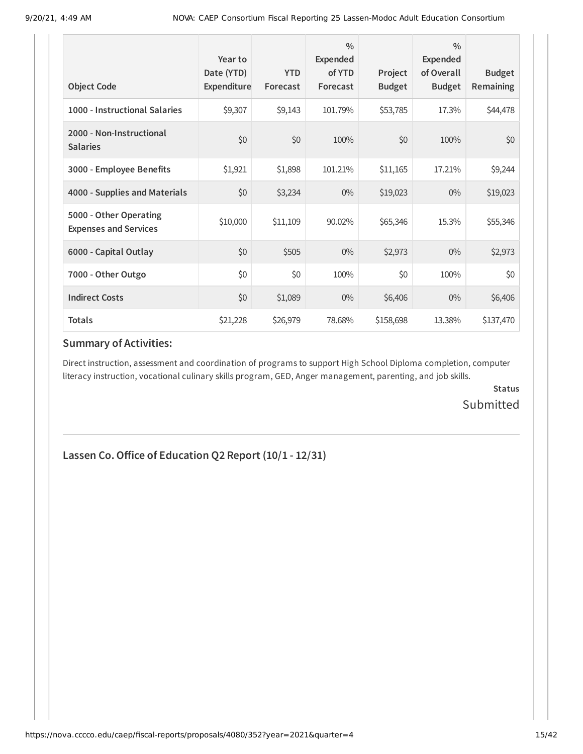| Object Code | Year to Date (YTD) Expenditure | YTD Forecast | % Expended of YTD Forecast | Project Budget | % Expended of Overall Budget | Budget Remaining |
|---|---|---|---|---|---|---|
| **1000 - Instructional Salaries** | $9,307 | $9,143 | 101.79% | $53,785 | 17.3% | $44,478 |
| **2000 - Non-Instructional Salaries** | $0 | $0 | 100% | $0 | 100% | $0 |
| **3000 - Employee Benefits** | $1,921 | $1,898 | 101.21% | $11,165 | 17.21% | $9,244 |
| **4000 - Supplies and Materials** | $0 | $3,234 | 0% | $19,023 | 0% | $19,023 |
| **5000 - Other Operating Expenses and Services** | $10,000 | $11,109 | 90.02% | $65,346 | 15.3% | $55,346 |
| **6000 - Capital Outlay** | $0 | $505 | 0% | $2,973 | 0% | $2,973 |
| **7000 - Other Outgo** | $0 | $0 | 100% | $0 | 100% | $0 |
| **Indirect Costs** | $0 | $1,089 | 0% | $6,406 | 0% | $6,406 |
| **Totals** | $21,228 | $26,979 | 78.68% | $158,698 | 13.38% | $137,470 |

### Summary of Activities:

Direct instruction, assessment and coordination of programs to support High School Diploma completion, computer literacy instruction, vocational culinary skills program, GED, Anger management, parenting, and job skills.

**Status**

Submitted

---

## Lassen Co. Office of Education Q2 Report (10/1 - 12/31)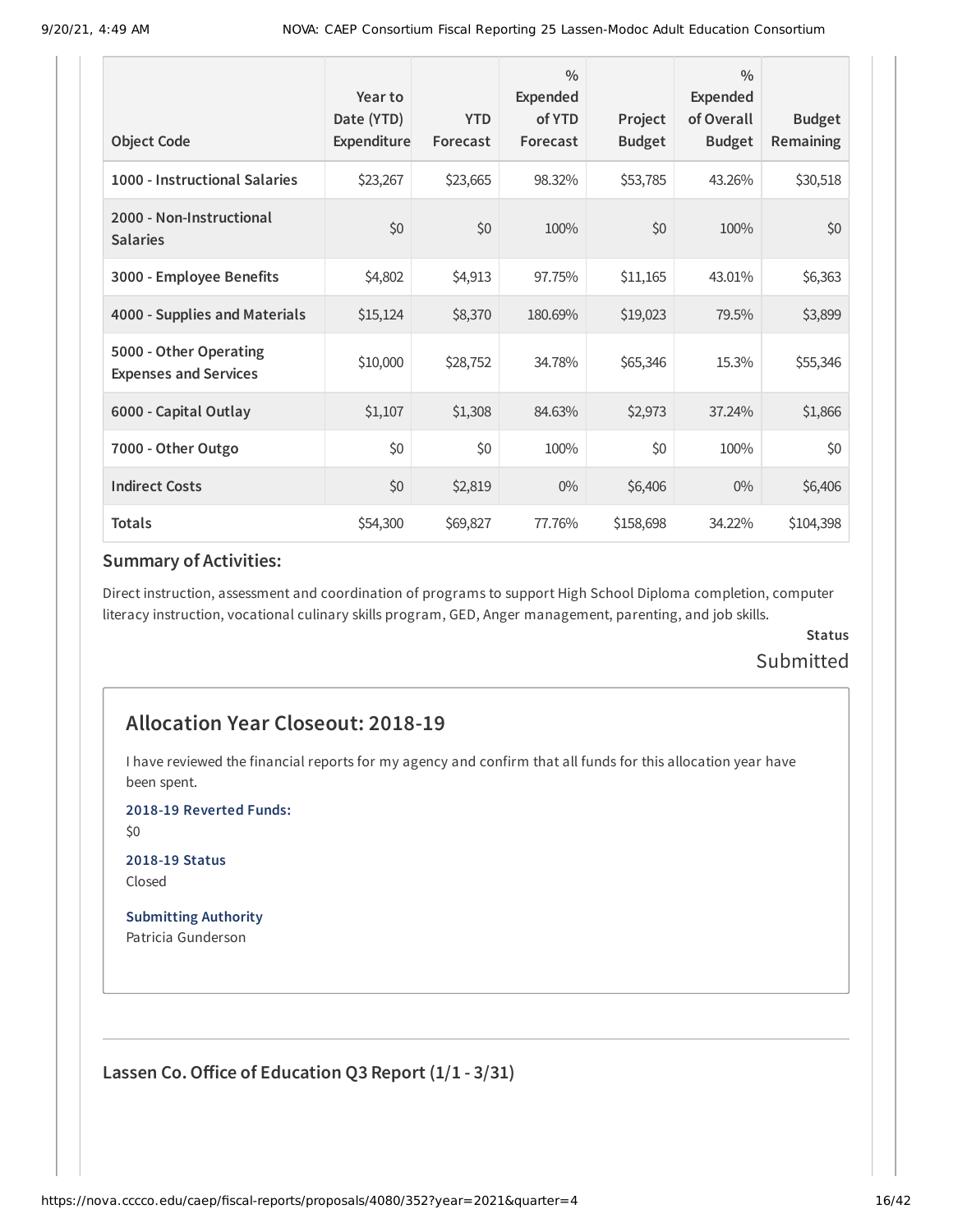| Object Code | Year to Date (YTD) Expenditure | YTD Forecast | % Expended of YTD Forecast | Project Budget | % Expended of Overall Budget | Budget Remaining |
|---|---|---|---|---|---|---|
| 1000 - Instructional Salaries | $23,267 | $23,665 | 98.32% | $53,785 | 43.26% | $30,518 |
| 2000 - Non-Instructional Salaries | $0 | $0 | 100% | $0 | 100% | $0 |
| 3000 - Employee Benefits | $4,802 | $4,913 | 97.75% | $11,165 | 43.01% | $6,363 |
| 4000 - Supplies and Materials | $15,124 | $8,370 | 180.69% | $19,023 | 79.5% | $3,899 |
| 5000 - Other Operating Expenses and Services | $10,000 | $28,752 | 34.78% | $65,346 | 15.3% | $55,346 |
| 6000 - Capital Outlay | $1,107 | $1,308 | 84.63% | $2,973 | 37.24% | $1,866 |
| 7000 - Other Outgo | $0 | $0 | 100% | $0 | 100% | $0 |
| Indirect Costs | $0 | $2,819 | 0% | $6,406 | 0% | $6,406 |
| Totals | $54,300 | $69,827 | 77.76% | $158,698 | 34.22% | $104,398 |

### Summary of Activities:

Direct instruction, assessment and coordination of programs to support High School Diploma completion, computer literacy instruction, vocational culinary skills program, GED, Anger management, parenting, and job skills.

**Status**

Submitted

## Allocation Year Closeout: 2018-19

I have reviewed the financial reports for my agency and confirm that all funds for this allocation year have been spent.

**2018-19 Reverted Funds:**

$0

**2018-19 Status**

Closed

**Submitting Authority**

Patricia Gunderson

### Lassen Co. Office of Education Q3 Report (1/1 - 3/31)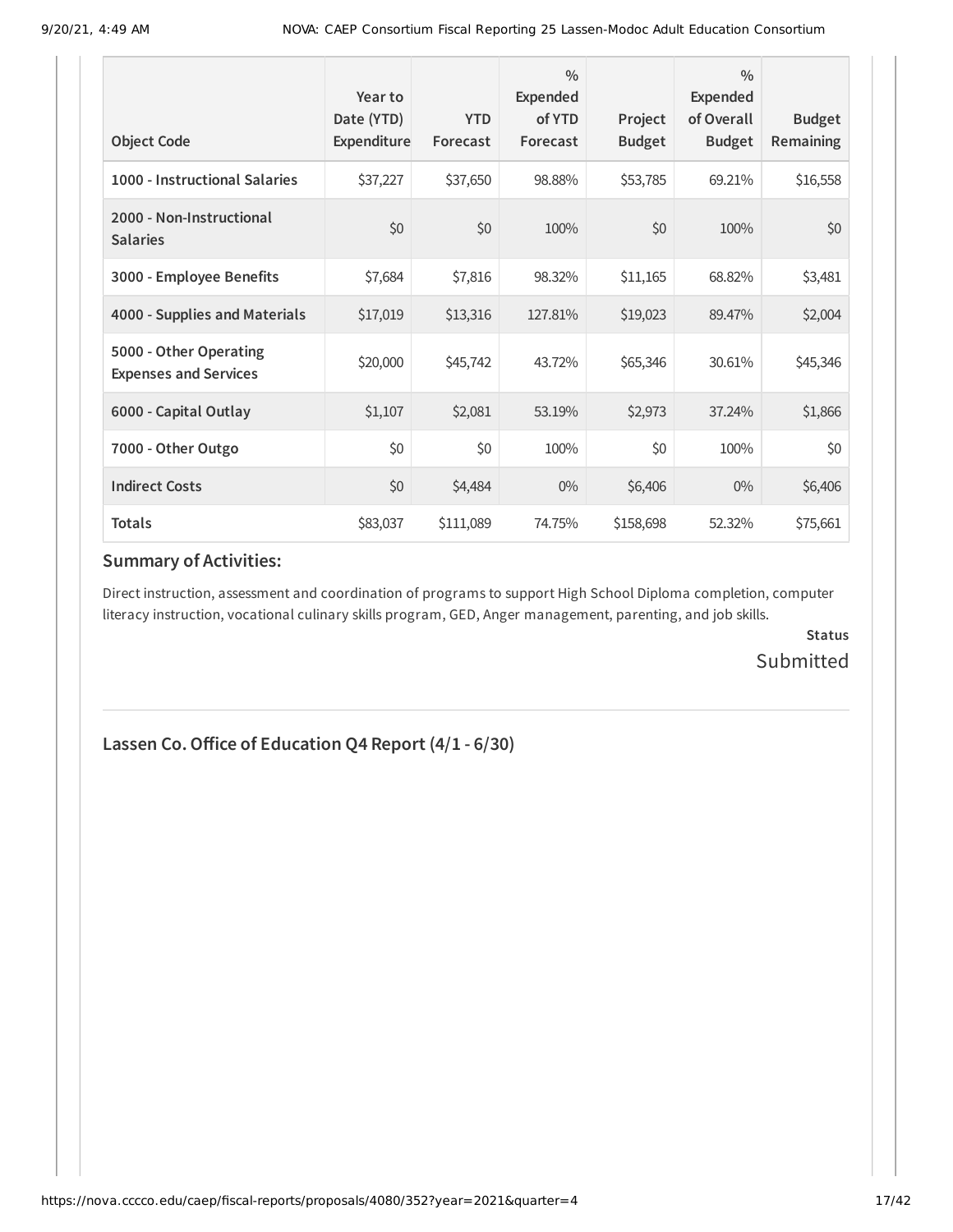| Object Code | Year to Date (YTD) Expenditure | YTD Forecast | % Expended of YTD Forecast | Project Budget | % Expended of Overall Budget | Budget Remaining |
|---|---|---|---|---|---|---|
| **1000 - Instructional Salaries** | $37,227 | $37,650 | 98.88% | $53,785 | 69.21% | $16,558 |
| **2000 - Non-Instructional Salaries** | $0 | $0 | 100% | $0 | 100% | $0 |
| **3000 - Employee Benefits** | $7,684 | $7,816 | 98.32% | $11,165 | 68.82% | $3,481 |
| **4000 - Supplies and Materials** | $17,019 | $13,316 | 127.81% | $19,023 | 89.47% | $2,004 |
| **5000 - Other Operating Expenses and Services** | $20,000 | $45,742 | 43.72% | $65,346 | 30.61% | $45,346 |
| **6000 - Capital Outlay** | $1,107 | $2,081 | 53.19% | $2,973 | 37.24% | $1,866 |
| **7000 - Other Outgo** | $0 | $0 | 100% | $0 | 100% | $0 |
| **Indirect Costs** | $0 | $4,484 | 0% | $6,406 | 0% | $6,406 |
| **Totals** | $83,037 | $111,089 | 74.75% | $158,698 | 52.32% | $75,661 |

### Summary of Activities:

Direct instruction, assessment and coordination of programs to support High School Diploma completion, computer literacy instruction, vocational culinary skills program, GED, Anger management, parenting, and job skills.

**Status**

Submitted

---

### Lassen Co. Office of Education Q4 Report (4/1 - 6/30)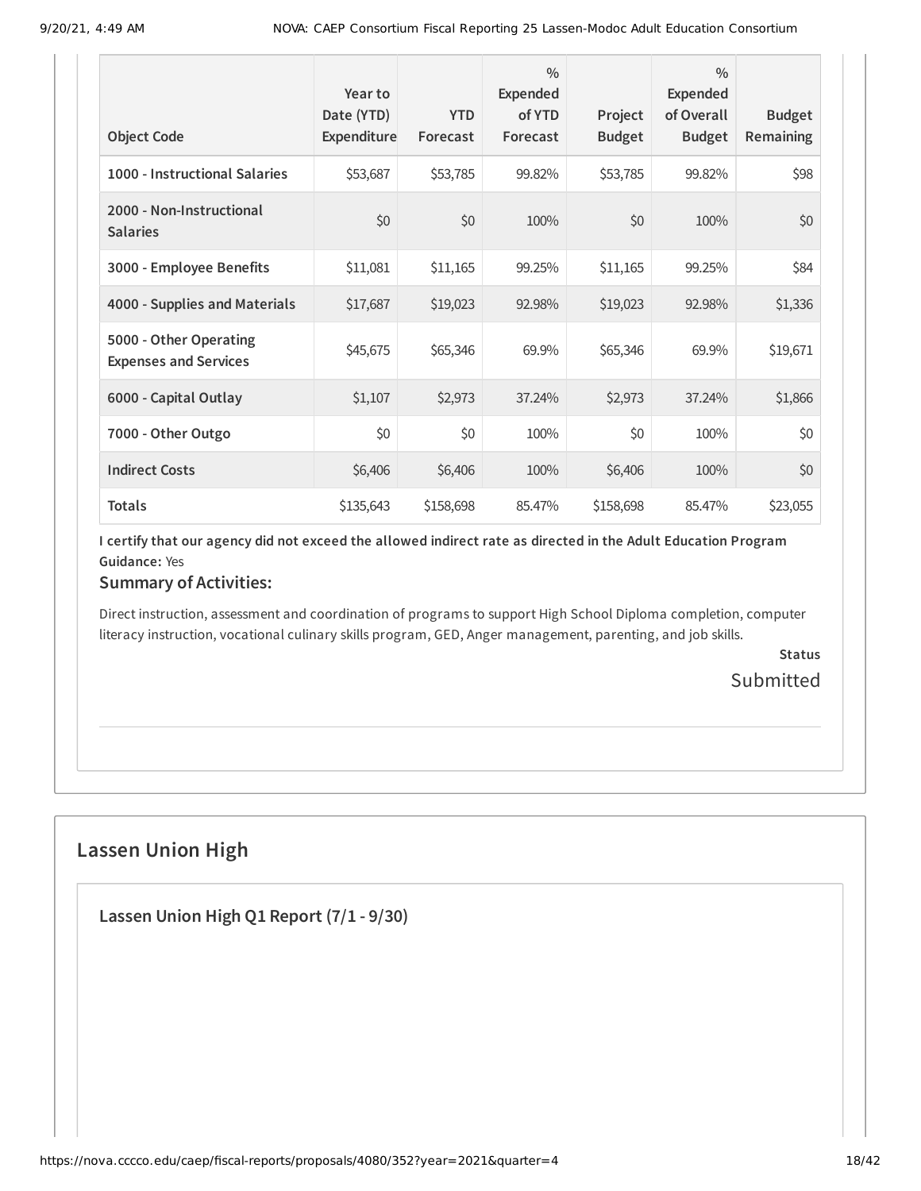| Object Code | Year to Date (YTD) Expenditure | YTD Forecast | % Expended of YTD Forecast | Project Budget | % Expended of Overall Budget | Budget Remaining |
|---|---|---|---|---|---|---|
| 1000 - Instructional Salaries | $53,687 | $53,785 | 99.82% | $53,785 | 99.82% | $98 |
| 2000 - Non-Instructional Salaries | $0 | $0 | 100% | $0 | 100% | $0 |
| 3000 - Employee Benefits | $11,081 | $11,165 | 99.25% | $11,165 | 99.25% | $84 |
| 4000 - Supplies and Materials | $17,687 | $19,023 | 92.98% | $19,023 | 92.98% | $1,336 |
| 5000 - Other Operating Expenses and Services | $45,675 | $65,346 | 69.9% | $65,346 | 69.9% | $19,671 |
| 6000 - Capital Outlay | $1,107 | $2,973 | 37.24% | $2,973 | 37.24% | $1,866 |
| 7000 - Other Outgo | $0 | $0 | 100% | $0 | 100% | $0 |
| Indirect Costs | $6,406 | $6,406 | 100% | $6,406 | 100% | $0 |
| Totals | $135,643 | $158,698 | 85.47% | $158,698 | 85.47% | $23,055 |

**I certify that our agency did not exceed the allowed indirect rate as directed in the Adult Education Program Guidance:** Yes

### Summary of Activities:

Direct instruction, assessment and coordination of programs to support High School Diploma completion, computer literacy instruction, vocational culinary skills program, GED, Anger management, parenting, and job skills.

**Status**

Submitted

## Lassen Union High

### Lassen Union High Q1 Report (7/1 - 9/30)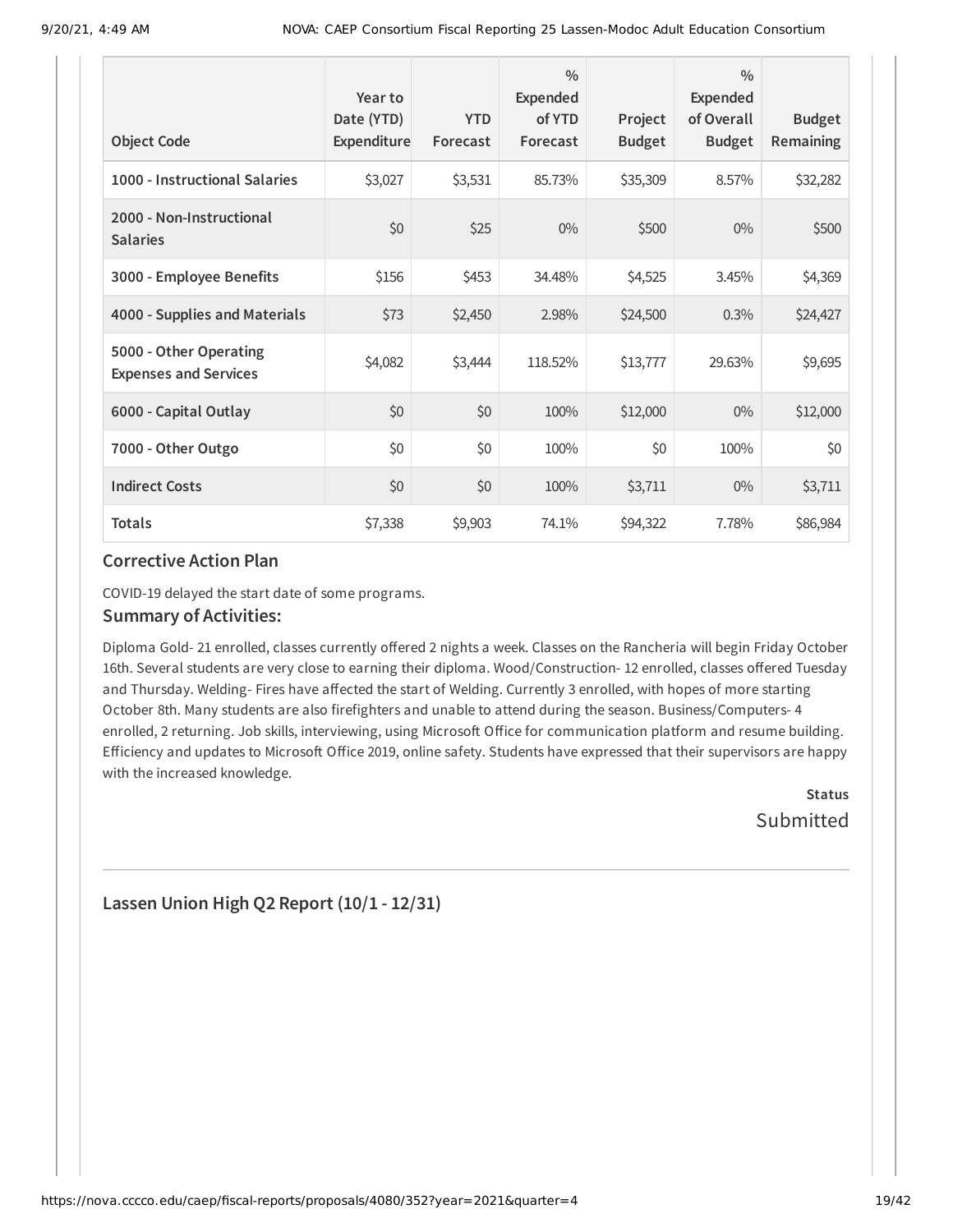| Object Code | Year to Date (YTD) Expenditure | YTD Forecast | % Expended of YTD Forecast | Project Budget | % Expended of Overall Budget | Budget Remaining |
|---|---|---|---|---|---|---|
| **1000 - Instructional Salaries** | $3,027 | $3,531 | 85.73% | $35,309 | 8.57% | $32,282 |
| **2000 - Non-Instructional Salaries** | $0 | $25 | 0% | $500 | 0% | $500 |
| **3000 - Employee Benefits** | $156 | $453 | 34.48% | $4,525 | 3.45% | $4,369 |
| **4000 - Supplies and Materials** | $73 | $2,450 | 2.98% | $24,500 | 0.3% | $24,427 |
| **5000 - Other Operating Expenses and Services** | $4,082 | $3,444 | 118.52% | $13,777 | 29.63% | $9,695 |
| **6000 - Capital Outlay** | $0 | $0 | 100% | $12,000 | 0% | $12,000 |
| **7000 - Other Outgo** | $0 | $0 | 100% | $0 | 100% | $0 |
| **Indirect Costs** | $0 | $0 | 100% | $3,711 | 0% | $3,711 |
| **Totals** | $7,338 | $9,903 | 74.1% | $94,322 | 7.78% | $86,984 |

### Corrective Action Plan

COVID-19 delayed the start date of some programs.

### Summary of Activities:

Diploma Gold- 21 enrolled, classes currently offered 2 nights a week. Classes on the Rancheria will begin Friday October 16th. Several students are very close to earning their diploma. Wood/Construction- 12 enrolled, classes offered Tuesday and Thursday. Welding- Fires have affected the start of Welding. Currently 3 enrolled, with hopes of more starting October 8th. Many students are also firefighters and unable to attend during the season. Business/Computers- 4 enrolled, 2 returning. Job skills, interviewing, using Microsoft Office for communication platform and resume building. Efficiency and updates to Microsoft Office 2019, online safety. Students have expressed that their supervisors are happy with the increased knowledge.

**Status**

Submitted

---

### Lassen Union High Q2 Report (10/1 - 12/31)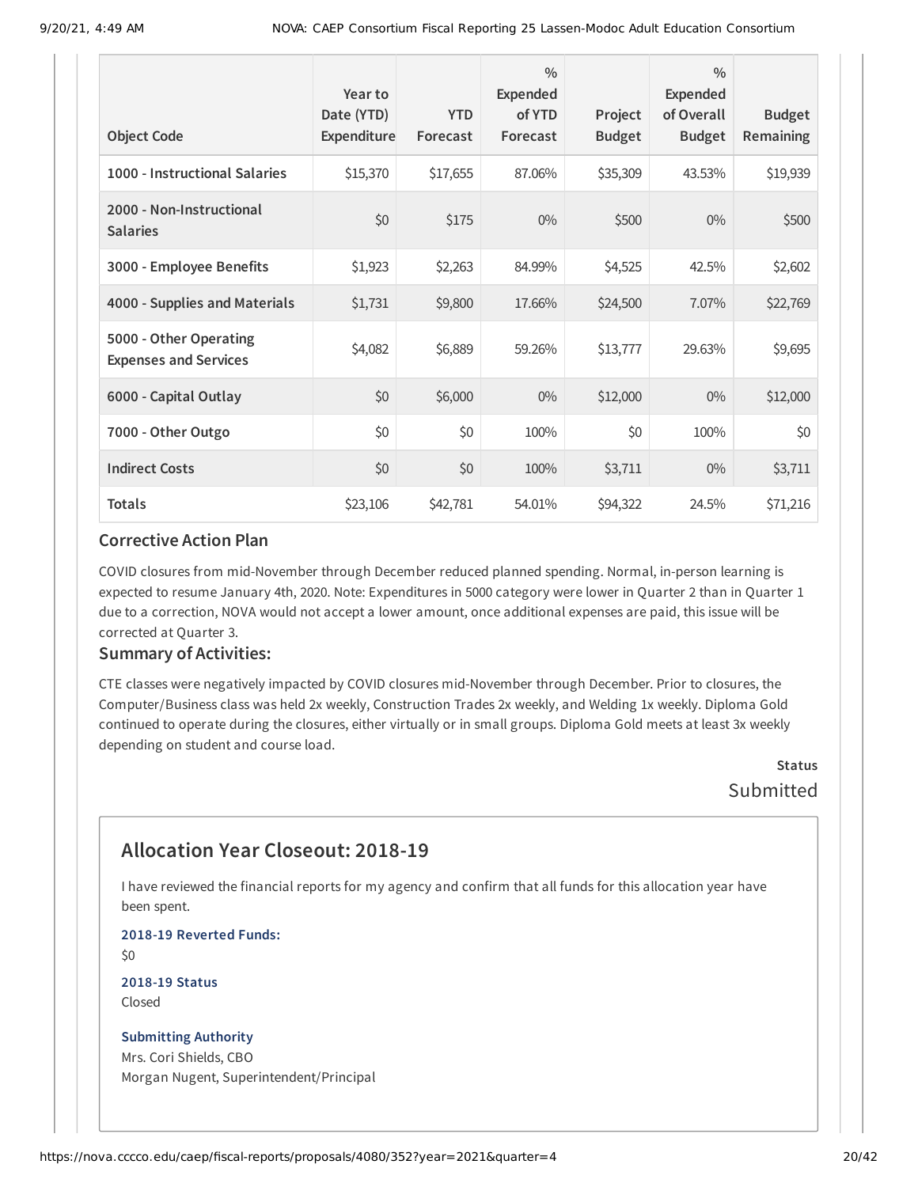| Object Code | Year to Date (YTD) Expenditure | YTD Forecast | % Expended of YTD Forecast | Project Budget | % Expended of Overall Budget | Budget Remaining |
|---|---|---|---|---|---|---|
| 1000 - Instructional Salaries | $15,370 | $17,655 | 87.06% | $35,309 | 43.53% | $19,939 |
| 2000 - Non-Instructional Salaries | $0 | $175 | 0% | $500 | 0% | $500 |
| 3000 - Employee Benefits | $1,923 | $2,263 | 84.99% | $4,525 | 42.5% | $2,602 |
| 4000 - Supplies and Materials | $1,731 | $9,800 | 17.66% | $24,500 | 7.07% | $22,769 |
| 5000 - Other Operating Expenses and Services | $4,082 | $6,889 | 59.26% | $13,777 | 29.63% | $9,695 |
| 6000 - Capital Outlay | $0 | $6,000 | 0% | $12,000 | 0% | $12,000 |
| 7000 - Other Outgo | $0 | $0 | 100% | $0 | 100% | $0 |
| Indirect Costs | $0 | $0 | 100% | $3,711 | 0% | $3,711 |
| **Totals** | $23,106 | $42,781 | 54.01% | $94,322 | 24.5% | $71,216 |

### Corrective Action Plan

COVID closures from mid-November through December reduced planned spending. Normal, in-person learning is expected to resume January 4th, 2020. Note: Expenditures in 5000 category were lower in Quarter 2 than in Quarter 1 due to a correction, NOVA would not accept a lower amount, once additional expenses are paid, this issue will be corrected at Quarter 3.

### Summary of Activities:

CTE classes were negatively impacted by COVID closures mid-November through December. Prior to closures, the Computer/Business class was held 2x weekly, Construction Trades 2x weekly, and Welding 1x weekly. Diploma Gold continued to operate during the closures, either virtually or in small groups. Diploma Gold meets at least 3x weekly depending on student and course load.

**Status**
Submitted

## Allocation Year Closeout: 2018-19

I have reviewed the financial reports for my agency and confirm that all funds for this allocation year have been spent.

**2018-19 Reverted Funds:**
$0

**2018-19 Status**
Closed

**Submitting Authority**
Mrs. Cori Shields, CBO
Morgan Nugent, Superintendent/Principal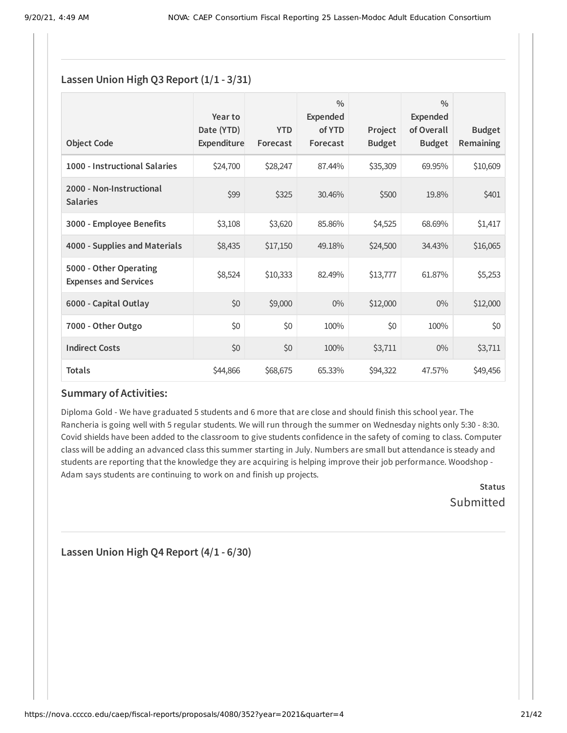## Lassen Union High Q3 Report (1/1 - 3/31)

| Object Code | Year to Date (YTD) Expenditure | YTD Forecast | % Expended of YTD Forecast | Project Budget | % Expended of Overall Budget | Budget Remaining |
|---|---|---|---|---|---|---|
| 1000 - Instructional Salaries | $24,700 | $28,247 | 87.44% | $35,309 | 69.95% | $10,609 |
| 2000 - Non-Instructional Salaries | $99 | $325 | 30.46% | $500 | 19.8% | $401 |
| 3000 - Employee Benefits | $3,108 | $3,620 | 85.86% | $4,525 | 68.69% | $1,417 |
| 4000 - Supplies and Materials | $8,435 | $17,150 | 49.18% | $24,500 | 34.43% | $16,065 |
| 5000 - Other Operating Expenses and Services | $8,524 | $10,333 | 82.49% | $13,777 | 61.87% | $5,253 |
| 6000 - Capital Outlay | $0 | $9,000 | 0% | $12,000 | 0% | $12,000 |
| 7000 - Other Outgo | $0 | $0 | 100% | $0 | 100% | $0 |
| Indirect Costs | $0 | $0 | 100% | $3,711 | 0% | $3,711 |
| **Totals** | $44,866 | $68,675 | 65.33% | $94,322 | 47.57% | $49,456 |

### Summary of Activities:

Diploma Gold - We have graduated 5 students and 6 more that are close and should finish this school year. The Rancheria is going well with 5 regular students. We will run through the summer on Wednesday nights only 5:30 - 8:30. Covid shields have been added to the classroom to give students confidence in the safety of coming to class. Computer class will be adding an advanced class this summer starting in July. Numbers are small but attendance is steady and students are reporting that the knowledge they are acquiring is helping improve their job performance. Woodshop - Adam says students are continuing to work on and finish up projects.

**Status**
Submitted

## Lassen Union High Q4 Report (4/1 - 6/30)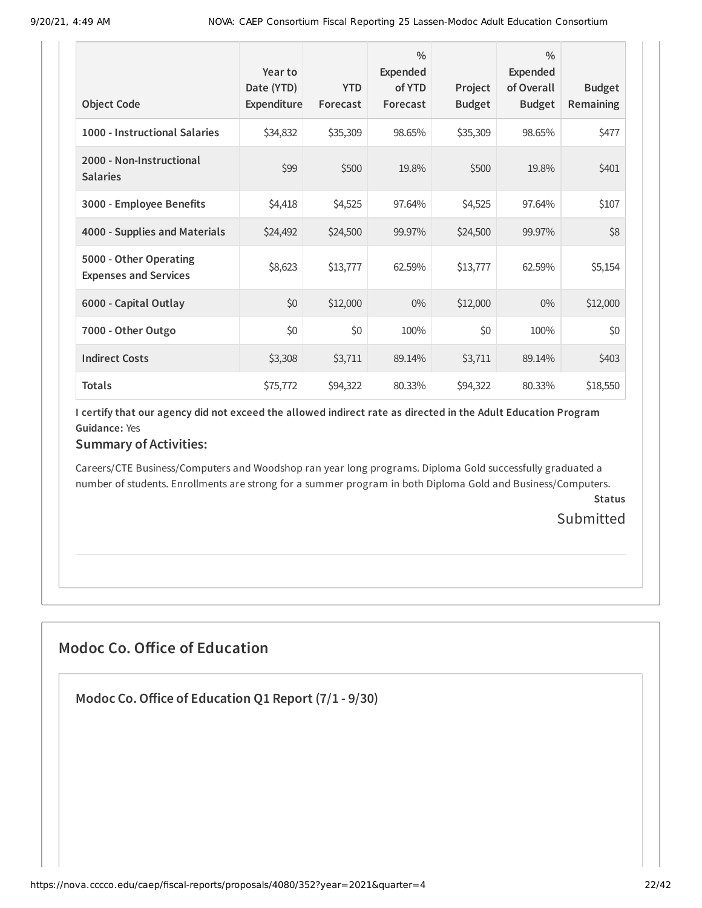| Object Code | Year to Date (YTD) Expenditure | YTD Forecast | % Expended of YTD Forecast | Project Budget | % Expended of Overall Budget | Budget Remaining |
|---|---|---|---|---|---|---|
| 1000 - Instructional Salaries | $34,832 | $35,309 | 98.65% | $35,309 | 98.65% | $477 |
| 2000 - Non-Instructional Salaries | $99 | $500 | 19.8% | $500 | 19.8% | $401 |
| 3000 - Employee Benefits | $4,418 | $4,525 | 97.64% | $4,525 | 97.64% | $107 |
| 4000 - Supplies and Materials | $24,492 | $24,500 | 99.97% | $24,500 | 99.97% | $8 |
| 5000 - Other Operating Expenses and Services | $8,623 | $13,777 | 62.59% | $13,777 | 62.59% | $5,154 |
| 6000 - Capital Outlay | $0 | $12,000 | 0% | $12,000 | 0% | $12,000 |
| 7000 - Other Outgo | $0 | $0 | 100% | $0 | 100% | $0 |
| Indirect Costs | $3,308 | $3,711 | 89.14% | $3,711 | 89.14% | $403 |
| Totals | $75,772 | $94,322 | 80.33% | $94,322 | 80.33% | $18,550 |

**I certify that our agency did not exceed the allowed indirect rate as directed in the Adult Education Program Guidance:** Yes

### Summary of Activities:

Careers/CTE Business/Computers and Woodshop ran year long programs. Diploma Gold successfully graduated a number of students. Enrollments are strong for a summer program in both Diploma Gold and Business/Computers.

**Status**

Submitted

## Modoc Co. Office of Education

### Modoc Co. Office of Education Q1 Report (7/1 - 9/30)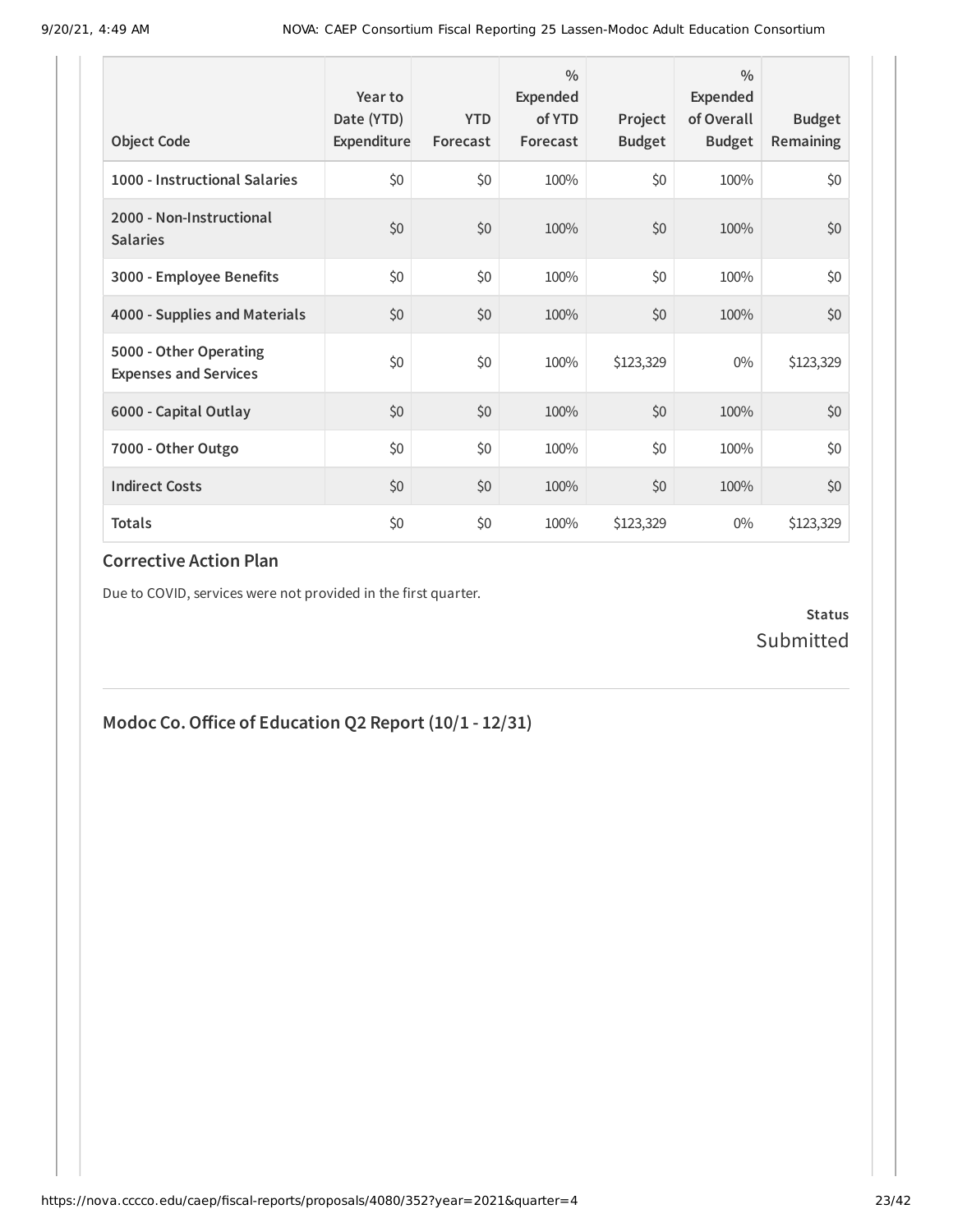| Object Code | Year to Date (YTD) Expenditure | YTD Forecast | % Expended of YTD Forecast | Project Budget | % Expended of Overall Budget | Budget Remaining |
|---|---|---|---|---|---|---|
| **1000 - Instructional Salaries** | $0 | $0 | 100% | $0 | 100% | $0 |
| **2000 - Non-Instructional Salaries** | $0 | $0 | 100% | $0 | 100% | $0 |
| **3000 - Employee Benefits** | $0 | $0 | 100% | $0 | 100% | $0 |
| **4000 - Supplies and Materials** | $0 | $0 | 100% | $0 | 100% | $0 |
| **5000 - Other Operating Expenses and Services** | $0 | $0 | 100% | $123,329 | 0% | $123,329 |
| **6000 - Capital Outlay** | $0 | $0 | 100% | $0 | 100% | $0 |
| **7000 - Other Outgo** | $0 | $0 | 100% | $0 | 100% | $0 |
| **Indirect Costs** | $0 | $0 | 100% | $0 | 100% | $0 |
| **Totals** | $0 | $0 | 100% | $123,329 | 0% | $123,329 |

### Corrective Action Plan

Due to COVID, services were not provided in the first quarter.

**Status**
Submitted

## Modoc Co. Office of Education Q2 Report (10/1 - 12/31)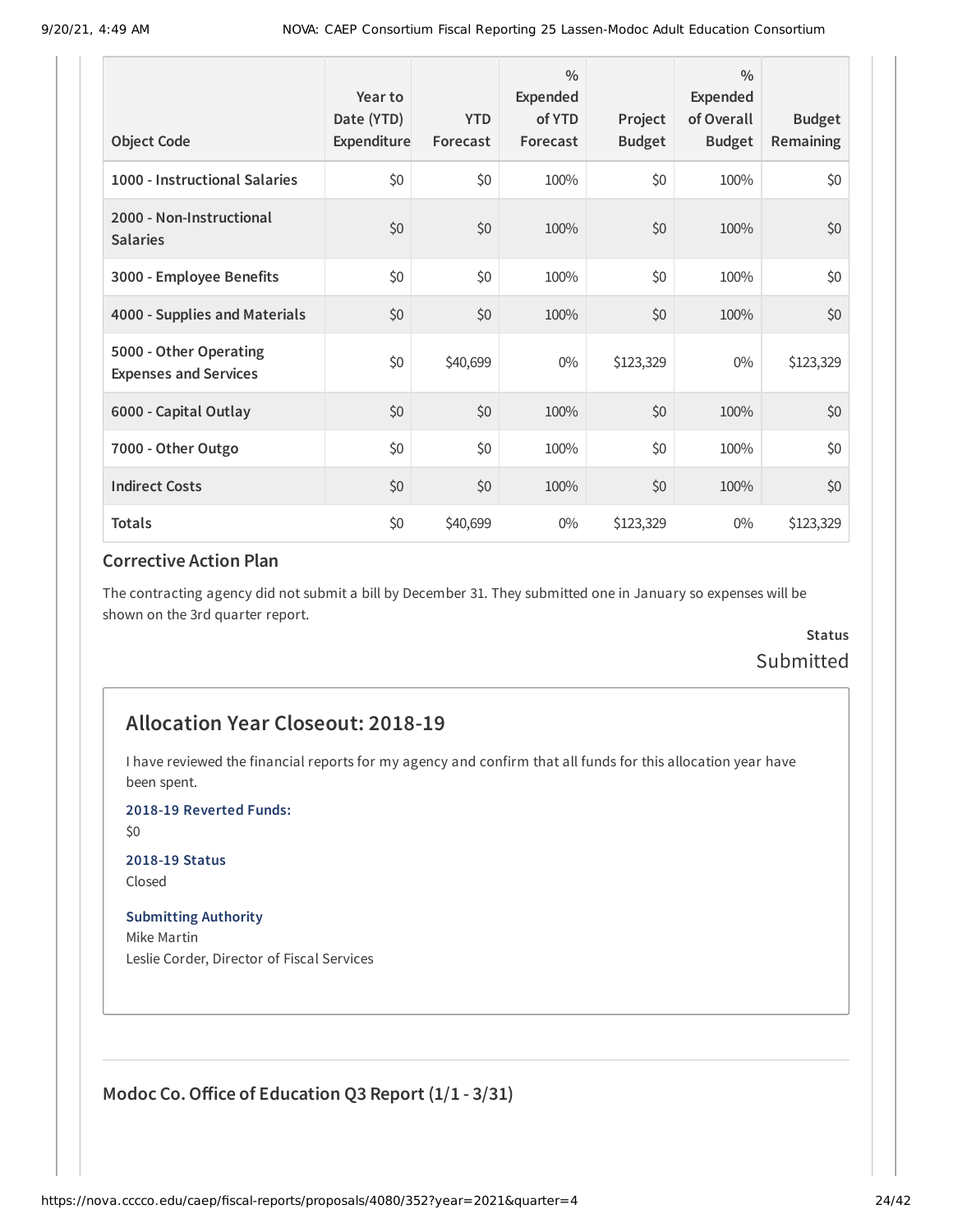| Object Code | Year to Date (YTD) Expenditure | YTD Forecast | % Expended of YTD Forecast | Project Budget | % Expended of Overall Budget | Budget Remaining |
|---|---|---|---|---|---|---|
| 1000 - Instructional Salaries | $0 | $0 | 100% | $0 | 100% | $0 |
| 2000 - Non-Instructional Salaries | $0 | $0 | 100% | $0 | 100% | $0 |
| 3000 - Employee Benefits | $0 | $0 | 100% | $0 | 100% | $0 |
| 4000 - Supplies and Materials | $0 | $0 | 100% | $0 | 100% | $0 |
| 5000 - Other Operating Expenses and Services | $0 | $40,699 | 0% | $123,329 | 0% | $123,329 |
| 6000 - Capital Outlay | $0 | $0 | 100% | $0 | 100% | $0 |
| 7000 - Other Outgo | $0 | $0 | 100% | $0 | 100% | $0 |
| Indirect Costs | $0 | $0 | 100% | $0 | 100% | $0 |
| Totals | $0 | $40,699 | 0% | $123,329 | 0% | $123,329 |

### Corrective Action Plan

The contracting agency did not submit a bill by December 31. They submitted one in January so expenses will be shown on the 3rd quarter report.

**Status**
Submitted

## Allocation Year Closeout: 2018-19

I have reviewed the financial reports for my agency and confirm that all funds for this allocation year have been spent.

**2018-19 Reverted Funds:**
$0

**2018-19 Status**
Closed

**Submitting Authority**
Mike Martin
Leslie Corder, Director of Fiscal Services

## Modoc Co. Office of Education Q3 Report (1/1 - 3/31)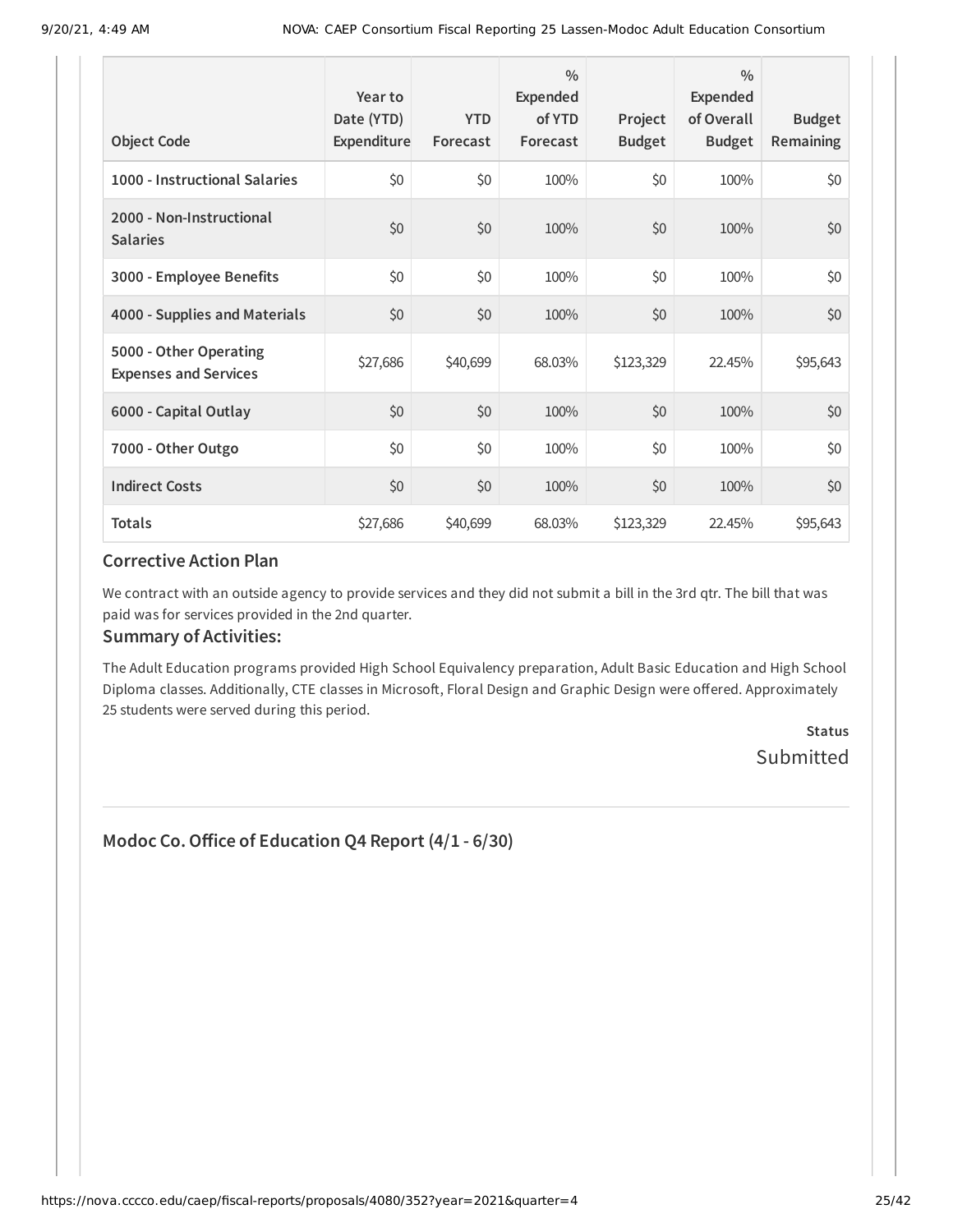| Object Code | Year to Date (YTD) Expenditure | YTD Forecast | % Expended of YTD Forecast | Project Budget | % Expended of Overall Budget | Budget Remaining |
|---|---|---|---|---|---|---|
| 1000 - Instructional Salaries | $0 | $0 | 100% | $0 | 100% | $0 |
| 2000 - Non-Instructional Salaries | $0 | $0 | 100% | $0 | 100% | $0 |
| 3000 - Employee Benefits | $0 | $0 | 100% | $0 | 100% | $0 |
| 4000 - Supplies and Materials | $0 | $0 | 100% | $0 | 100% | $0 |
| 5000 - Other Operating Expenses and Services | $27,686 | $40,699 | 68.03% | $123,329 | 22.45% | $95,643 |
| 6000 - Capital Outlay | $0 | $0 | 100% | $0 | 100% | $0 |
| 7000 - Other Outgo | $0 | $0 | 100% | $0 | 100% | $0 |
| Indirect Costs | $0 | $0 | 100% | $0 | 100% | $0 |
| **Totals** | $27,686 | $40,699 | 68.03% | $123,329 | 22.45% | $95,643 |

### Corrective Action Plan

We contract with an outside agency to provide services and they did not submit a bill in the 3rd qtr. The bill that was paid was for services provided in the 2nd quarter.

### Summary of Activities:

The Adult Education programs provided High School Equivalency preparation, Adult Basic Education and High School Diploma classes. Additionally, CTE classes in Microsoft, Floral Design and Graphic Design were offered. Approximately 25 students were served during this period.

**Status**

Submitted

---

## Modoc Co. Office of Education Q4 Report (4/1 - 6/30)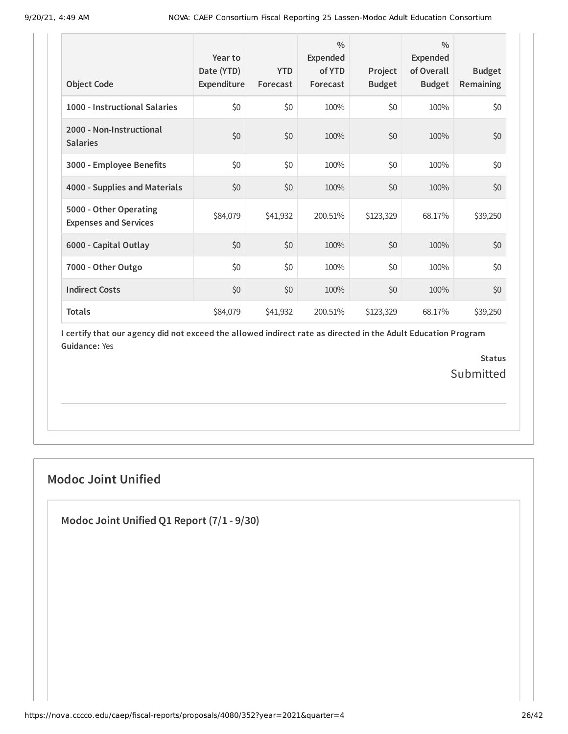| Object Code | Year to Date (YTD) Expenditure | YTD Forecast | % Expended of YTD Forecast | Project Budget | % Expended of Overall Budget | Budget Remaining |
|---|---|---|---|---|---|---|
| 1000 - Instructional Salaries | $0 | $0 | 100% | $0 | 100% | $0 |
| 2000 - Non-Instructional Salaries | $0 | $0 | 100% | $0 | 100% | $0 |
| 3000 - Employee Benefits | $0 | $0 | 100% | $0 | 100% | $0 |
| 4000 - Supplies and Materials | $0 | $0 | 100% | $0 | 100% | $0 |
| 5000 - Other Operating Expenses and Services | $84,079 | $41,932 | 200.51% | $123,329 | 68.17% | $39,250 |
| 6000 - Capital Outlay | $0 | $0 | 100% | $0 | 100% | $0 |
| 7000 - Other Outgo | $0 | $0 | 100% | $0 | 100% | $0 |
| Indirect Costs | $0 | $0 | 100% | $0 | 100% | $0 |
| Totals | $84,079 | $41,932 | 200.51% | $123,329 | 68.17% | $39,250 |

**I certify that our agency did not exceed the allowed indirect rate as directed in the Adult Education Program Guidance:** Yes

**Status**
Submitted

## Modoc Joint Unified

### Modoc Joint Unified Q1 Report (7/1 - 9/30)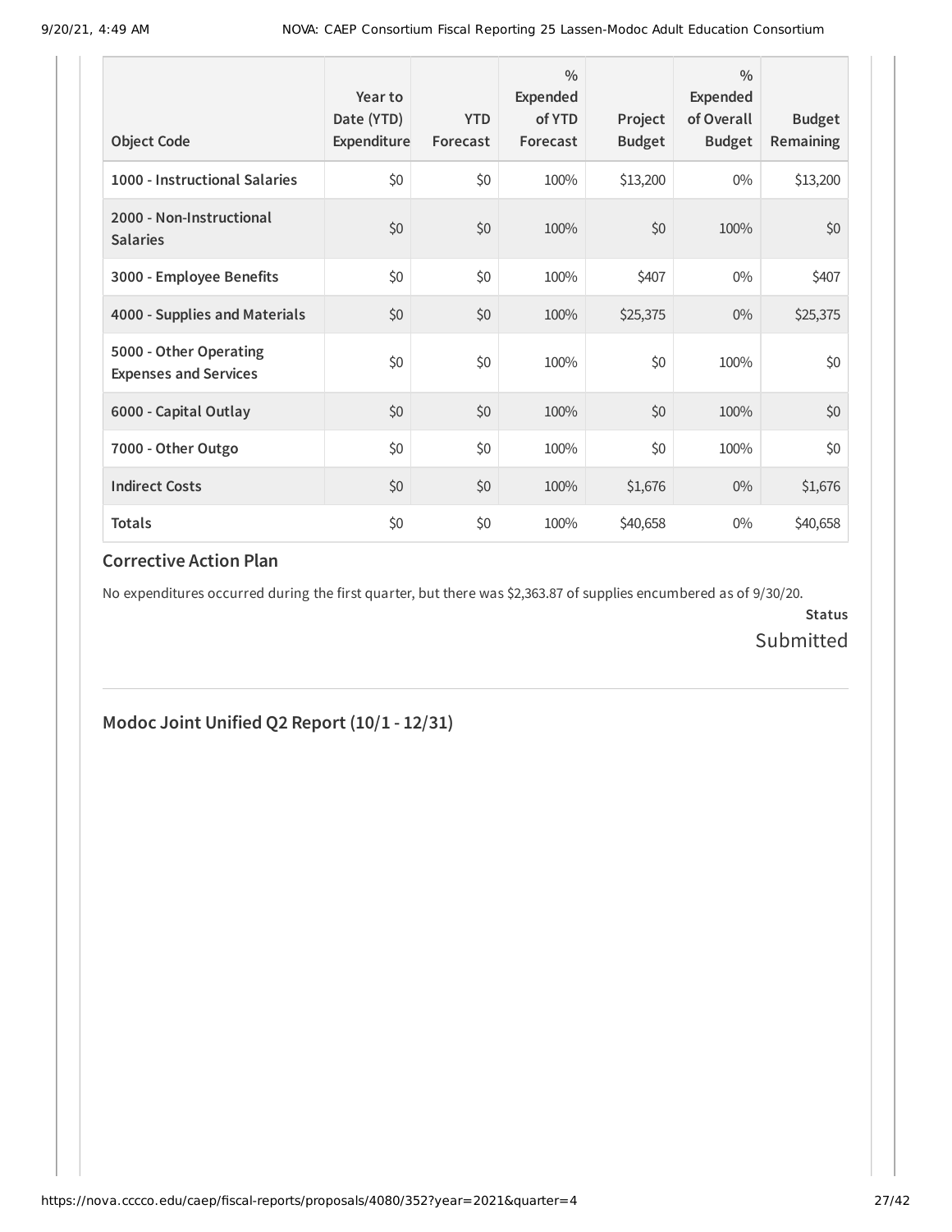| Object Code | Year to Date (YTD) Expenditure | YTD Forecast | % Expended of YTD Forecast | Project Budget | % Expended of Overall Budget | Budget Remaining |
|---|---|---|---|---|---|---|
| **1000 - Instructional Salaries** | $0 | $0 | 100% | $13,200 | 0% | $13,200 |
| **2000 - Non-Instructional Salaries** | $0 | $0 | 100% | $0 | 100% | $0 |
| **3000 - Employee Benefits** | $0 | $0 | 100% | $407 | 0% | $407 |
| **4000 - Supplies and Materials** | $0 | $0 | 100% | $25,375 | 0% | $25,375 |
| **5000 - Other Operating Expenses and Services** | $0 | $0 | 100% | $0 | 100% | $0 |
| **6000 - Capital Outlay** | $0 | $0 | 100% | $0 | 100% | $0 |
| **7000 - Other Outgo** | $0 | $0 | 100% | $0 | 100% | $0 |
| **Indirect Costs** | $0 | $0 | 100% | $1,676 | 0% | $1,676 |
| **Totals** | $0 | $0 | 100% | $40,658 | 0% | $40,658 |

### Corrective Action Plan

No expenditures occurred during the first quarter, but there was $2,363.87 of supplies encumbered as of 9/30/20.

**Status**

Submitted

## Modoc Joint Unified Q2 Report (10/1 - 12/31)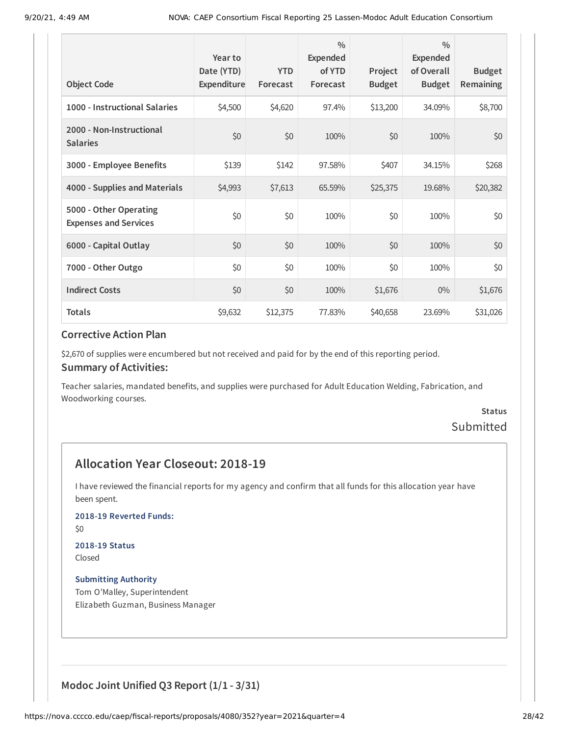| Object Code | Year to Date (YTD) Expenditure | YTD Forecast | % Expended of YTD Forecast | Project Budget | % Expended of Overall Budget | Budget Remaining |
|---|---|---|---|---|---|---|
| 1000 - Instructional Salaries | $4,500 | $4,620 | 97.4% | $13,200 | 34.09% | $8,700 |
| 2000 - Non-Instructional Salaries | $0 | $0 | 100% | $0 | 100% | $0 |
| 3000 - Employee Benefits | $139 | $142 | 97.58% | $407 | 34.15% | $268 |
| 4000 - Supplies and Materials | $4,993 | $7,613 | 65.59% | $25,375 | 19.68% | $20,382 |
| 5000 - Other Operating Expenses and Services | $0 | $0 | 100% | $0 | 100% | $0 |
| 6000 - Capital Outlay | $0 | $0 | 100% | $0 | 100% | $0 |
| 7000 - Other Outgo | $0 | $0 | 100% | $0 | 100% | $0 |
| Indirect Costs | $0 | $0 | 100% | $1,676 | 0% | $1,676 |
| Totals | $9,632 | $12,375 | 77.83% | $40,658 | 23.69% | $31,026 |

### Corrective Action Plan

$2,670 of supplies were encumbered but not received and paid for by the end of this reporting period.

### Summary of Activities:

Teacher salaries, mandated benefits, and supplies were purchased for Adult Education Welding, Fabrication, and Woodworking courses.

**Status**

Submitted

## Allocation Year Closeout: 2018-19

I have reviewed the financial reports for my agency and confirm that all funds for this allocation year have been spent.

**2018-19 Reverted Funds:**

$0

**2018-19 Status**

Closed

**Submitting Authority**

Tom O'Malley, Superintendent
Elizabeth Guzman, Business Manager

### Modoc Joint Unified Q3 Report (1/1 - 3/31)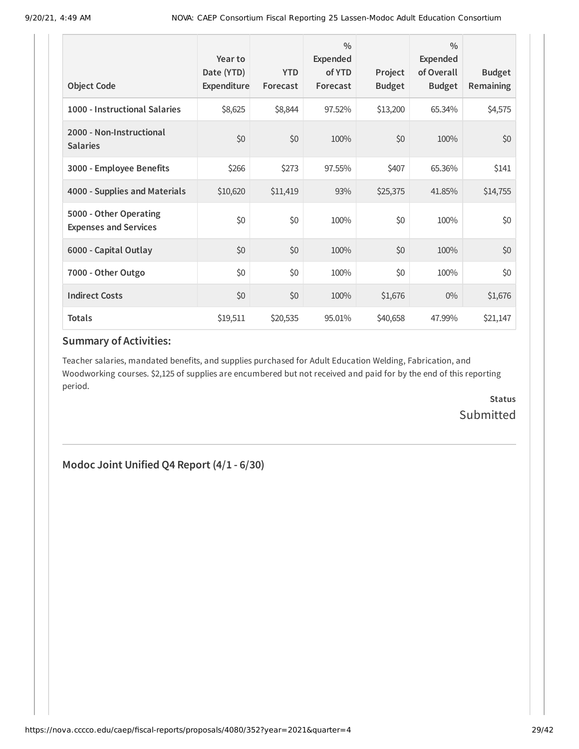| Object Code | Year to Date (YTD) Expenditure | YTD Forecast | % Expended of YTD Forecast | Project Budget | % Expended of Overall Budget | Budget Remaining |
|---|---|---|---|---|---|---|
| 1000 - Instructional Salaries | $8,625 | $8,844 | 97.52% | $13,200 | 65.34% | $4,575 |
| 2000 - Non-Instructional Salaries | $0 | $0 | 100% | $0 | 100% | $0 |
| 3000 - Employee Benefits | $266 | $273 | 97.55% | $407 | 65.36% | $141 |
| 4000 - Supplies and Materials | $10,620 | $11,419 | 93% | $25,375 | 41.85% | $14,755 |
| 5000 - Other Operating Expenses and Services | $0 | $0 | 100% | $0 | 100% | $0 |
| 6000 - Capital Outlay | $0 | $0 | 100% | $0 | 100% | $0 |
| 7000 - Other Outgo | $0 | $0 | 100% | $0 | 100% | $0 |
| Indirect Costs | $0 | $0 | 100% | $1,676 | 0% | $1,676 |
| Totals | $19,511 | $20,535 | 95.01% | $40,658 | 47.99% | $21,147 |

### Summary of Activities:

Teacher salaries, mandated benefits, and supplies purchased for Adult Education Welding, Fabrication, and Woodworking courses. $2,125 of supplies are encumbered but not received and paid for by the end of this reporting period.

**Status**

Submitted

---

## Modoc Joint Unified Q4 Report (4/1 - 6/30)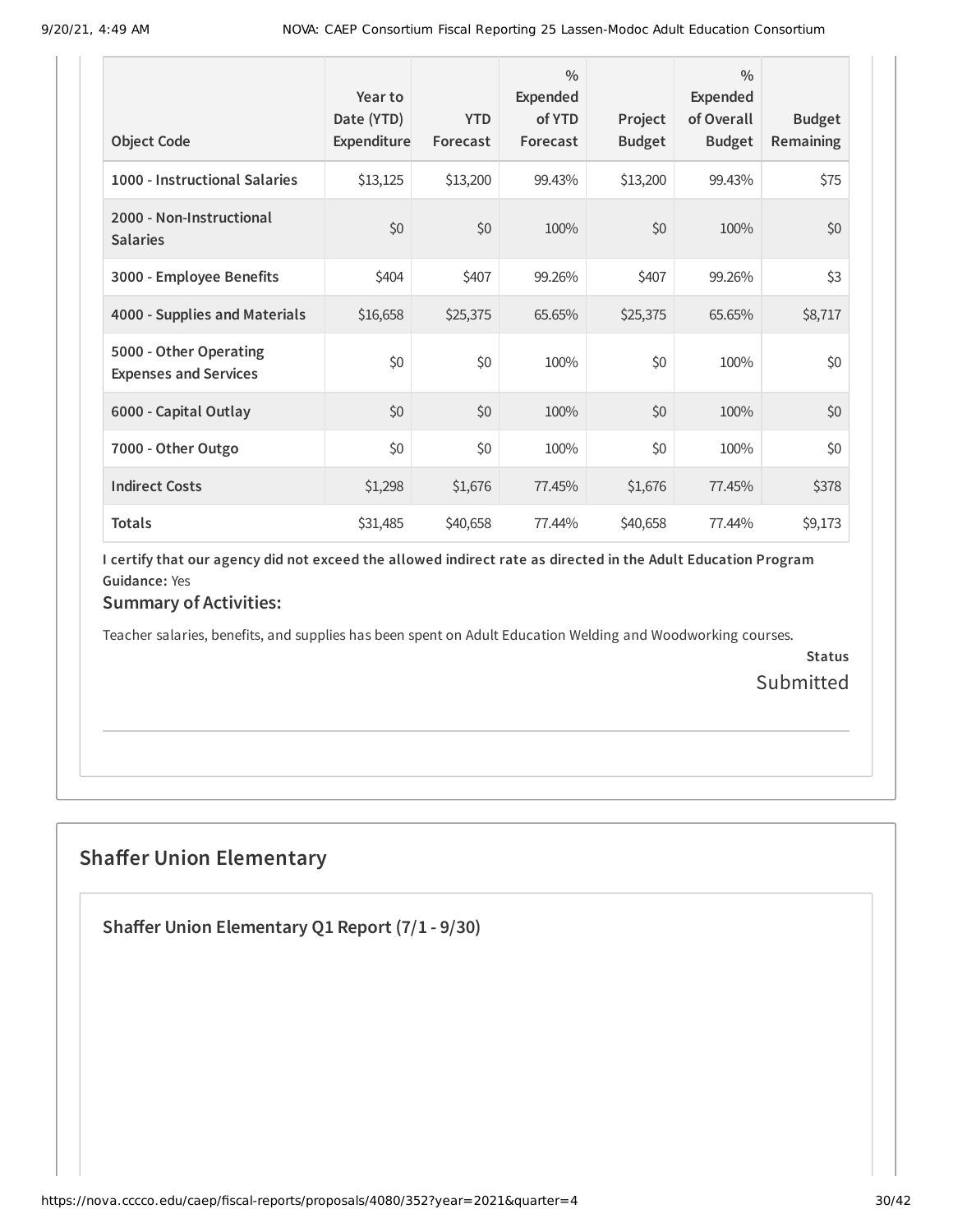| Object Code | Year to Date (YTD) Expenditure | YTD Forecast | % Expended of YTD Forecast | Project Budget | % Expended of Overall Budget | Budget Remaining |
|---|---|---|---|---|---|---|
| 1000 - Instructional Salaries | $13,125 | $13,200 | 99.43% | $13,200 | 99.43% | $75 |
| 2000 - Non-Instructional Salaries | $0 | $0 | 100% | $0 | 100% | $0 |
| 3000 - Employee Benefits | $404 | $407 | 99.26% | $407 | 99.26% | $3 |
| 4000 - Supplies and Materials | $16,658 | $25,375 | 65.65% | $25,375 | 65.65% | $8,717 |
| 5000 - Other Operating Expenses and Services | $0 | $0 | 100% | $0 | 100% | $0 |
| 6000 - Capital Outlay | $0 | $0 | 100% | $0 | 100% | $0 |
| 7000 - Other Outgo | $0 | $0 | 100% | $0 | 100% | $0 |
| Indirect Costs | $1,298 | $1,676 | 77.45% | $1,676 | 77.45% | $378 |
| Totals | $31,485 | $40,658 | 77.44% | $40,658 | 77.44% | $9,173 |

**I certify that our agency did not exceed the allowed indirect rate as directed in the Adult Education Program Guidance:** Yes

### Summary of Activities:

Teacher salaries, benefits, and supplies has been spent on Adult Education Welding and Woodworking courses.

**Status**

Submitted

## Shaffer Union Elementary

### Shaffer Union Elementary Q1 Report (7/1 - 9/30)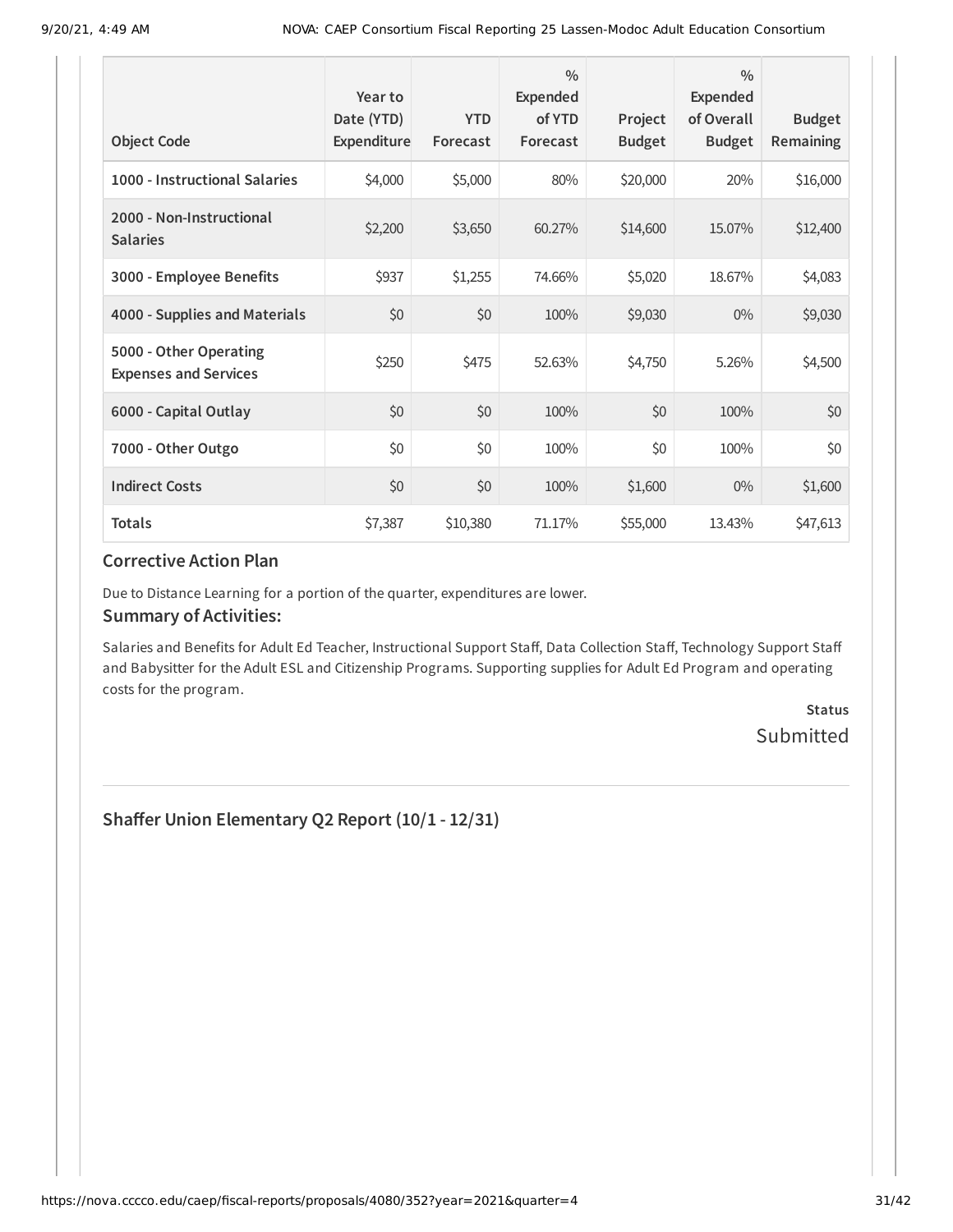| Object Code | Year to Date (YTD) Expenditure | YTD Forecast | % Expended of YTD Forecast | Project Budget | % Expended of Overall Budget | Budget Remaining |
|---|---|---|---|---|---|---|
| **1000 - Instructional Salaries** | $4,000 | $5,000 | 80% | $20,000 | 20% | $16,000 |
| **2000 - Non-Instructional Salaries** | $2,200 | $3,650 | 60.27% | $14,600 | 15.07% | $12,400 |
| **3000 - Employee Benefits** | $937 | $1,255 | 74.66% | $5,020 | 18.67% | $4,083 |
| **4000 - Supplies and Materials** | $0 | $0 | 100% | $9,030 | 0% | $9,030 |
| **5000 - Other Operating Expenses and Services** | $250 | $475 | 52.63% | $4,750 | 5.26% | $4,500 |
| **6000 - Capital Outlay** | $0 | $0 | 100% | $0 | 100% | $0 |
| **7000 - Other Outgo** | $0 | $0 | 100% | $0 | 100% | $0 |
| **Indirect Costs** | $0 | $0 | 100% | $1,600 | 0% | $1,600 |
| **Totals** | $7,387 | $10,380 | 71.17% | $55,000 | 13.43% | $47,613 |

### Corrective Action Plan

Due to Distance Learning for a portion of the quarter, expenditures are lower.

### Summary of Activities:

Salaries and Benefits for Adult Ed Teacher, Instructional Support Staff, Data Collection Staff, Technology Support Staff and Babysitter for the Adult ESL and Citizenship Programs. Supporting supplies for Adult Ed Program and operating costs for the program.

**Status**
Submitted

## Shaffer Union Elementary Q2 Report (10/1 - 12/31)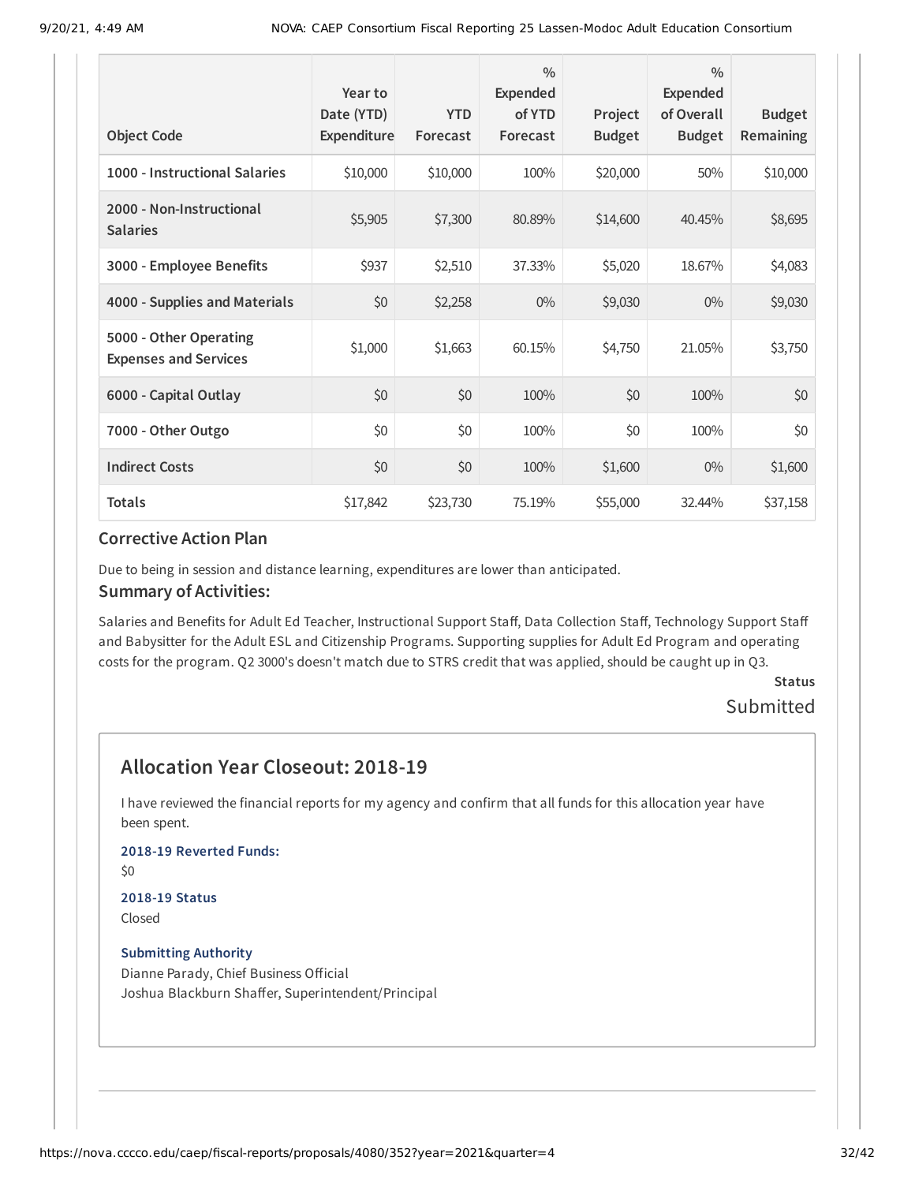| Object Code | Year to Date (YTD) Expenditure | YTD Forecast | % Expended of YTD Forecast | Project Budget | % Expended of Overall Budget | Budget Remaining |
| --- | --- | --- | --- | --- | --- | --- |
| 1000 - Instructional Salaries | $10,000 | $10,000 | 100% | $20,000 | 50% | $10,000 |
| 2000 - Non-Instructional Salaries | $5,905 | $7,300 | 80.89% | $14,600 | 40.45% | $8,695 |
| 3000 - Employee Benefits | $937 | $2,510 | 37.33% | $5,020 | 18.67% | $4,083 |
| 4000 - Supplies and Materials | $0 | $2,258 | 0% | $9,030 | 0% | $9,030 |
| 5000 - Other Operating Expenses and Services | $1,000 | $1,663 | 60.15% | $4,750 | 21.05% | $3,750 |
| 6000 - Capital Outlay | $0 | $0 | 100% | $0 | 100% | $0 |
| 7000 - Other Outgo | $0 | $0 | 100% | $0 | 100% | $0 |
| Indirect Costs | $0 | $0 | 100% | $1,600 | 0% | $1,600 |
| Totals | $17,842 | $23,730 | 75.19% | $55,000 | 32.44% | $37,158 |

### Corrective Action Plan

Due to being in session and distance learning, expenditures are lower than anticipated.

### Summary of Activities:

Salaries and Benefits for Adult Ed Teacher, Instructional Support Staff, Data Collection Staff, Technology Support Staff and Babysitter for the Adult ESL and Citizenship Programs. Supporting supplies for Adult Ed Program and operating costs for the program. Q2 3000's doesn't match due to STRS credit that was applied, should be caught up in Q3.

**Status**

Submitted

## Allocation Year Closeout: 2018-19

I have reviewed the financial reports for my agency and confirm that all funds for this allocation year have been spent.

**2018-19 Reverted Funds:**

$0

**2018-19 Status**

Closed

**Submitting Authority**

Dianne Parady, Chief Business Official

Joshua Blackburn Shaffer, Superintendent/Principal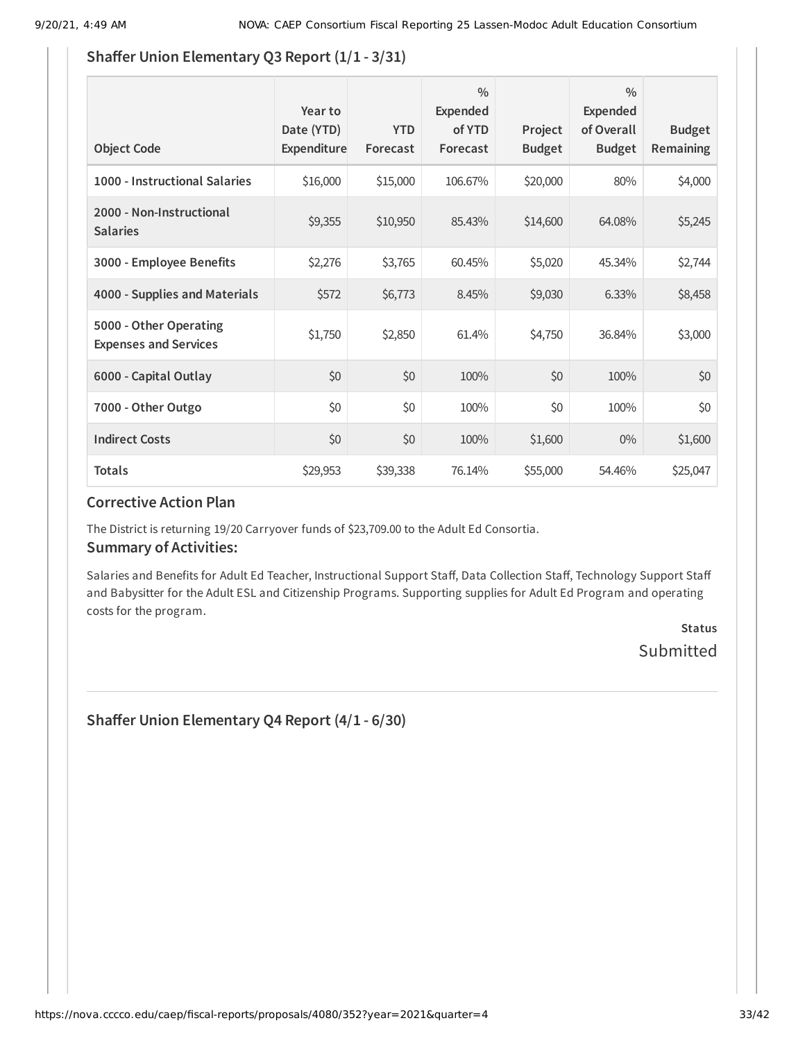## Shaffer Union Elementary Q3 Report (1/1 - 3/31)

| Object Code | Year to Date (YTD) Expenditure | YTD Forecast | % Expended of YTD Forecast | Project Budget | % Expended of Overall Budget | Budget Remaining |
|---|---|---|---|---|---|---|
| **1000 - Instructional Salaries** | $16,000 | $15,000 | 106.67% | $20,000 | 80% | $4,000 |
| **2000 - Non-Instructional Salaries** | $9,355 | $10,950 | 85.43% | $14,600 | 64.08% | $5,245 |
| **3000 - Employee Benefits** | $2,276 | $3,765 | 60.45% | $5,020 | 45.34% | $2,744 |
| **4000 - Supplies and Materials** | $572 | $6,773 | 8.45% | $9,030 | 6.33% | $8,458 |
| **5000 - Other Operating Expenses and Services** | $1,750 | $2,850 | 61.4% | $4,750 | 36.84% | $3,000 |
| **6000 - Capital Outlay** | $0 | $0 | 100% | $0 | 100% | $0 |
| **7000 - Other Outgo** | $0 | $0 | 100% | $0 | 100% | $0 |
| **Indirect Costs** | $0 | $0 | 100% | $1,600 | 0% | $1,600 |
| **Totals** | $29,953 | $39,338 | 76.14% | $55,000 | 54.46% | $25,047 |

### Corrective Action Plan

The District is returning 19/20 Carryover funds of $23,709.00 to the Adult Ed Consortia.

### Summary of Activities:

Salaries and Benefits for Adult Ed Teacher, Instructional Support Staff, Data Collection Staff, Technology Support Staff and Babysitter for the Adult ESL and Citizenship Programs. Supporting supplies for Adult Ed Program and operating costs for the program.

**Status**

Submitted

---

## Shaffer Union Elementary Q4 Report (4/1 - 6/30)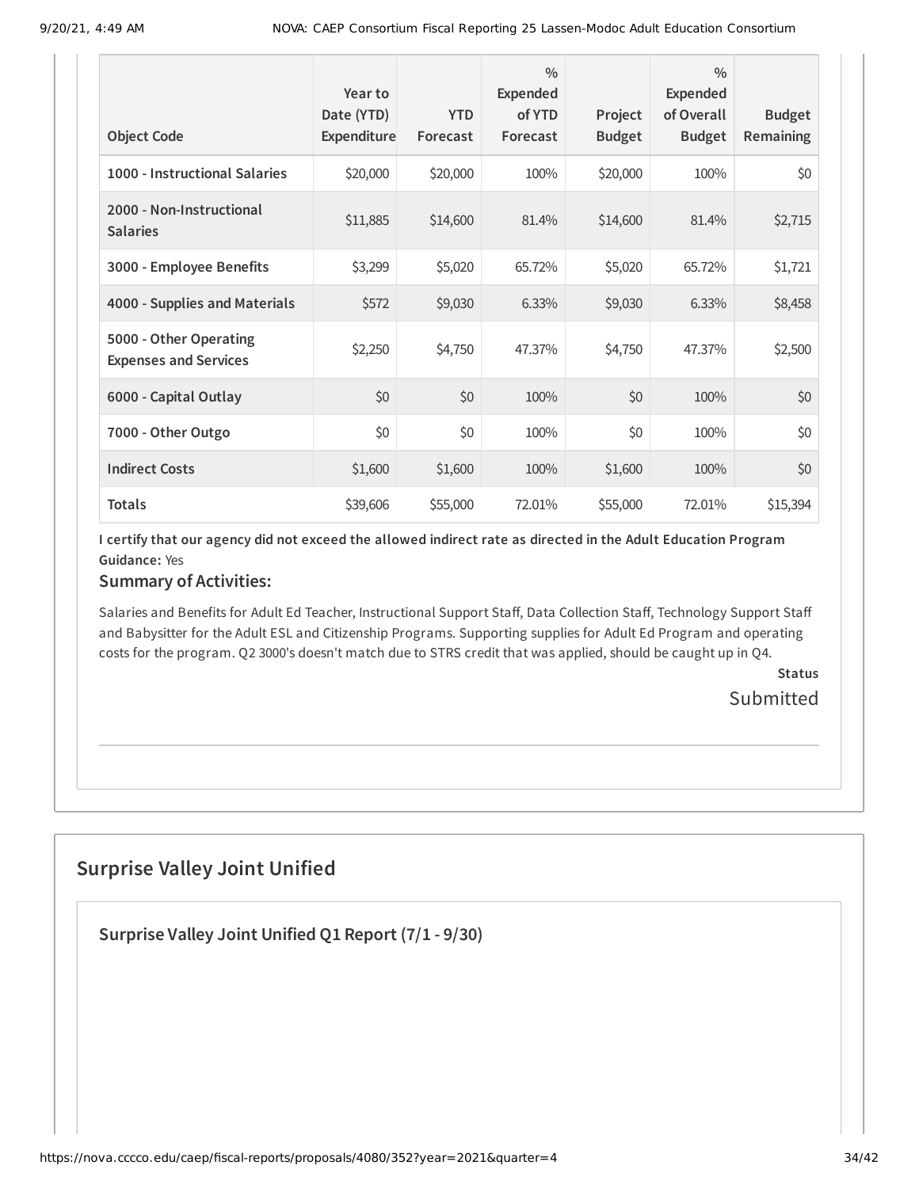| Object Code | Year to Date (YTD) Expenditure | YTD Forecast | % Expended of YTD Forecast | Project Budget | % Expended of Overall Budget | Budget Remaining |
|---|---|---|---|---|---|---|
| 1000 - Instructional Salaries | $20,000 | $20,000 | 100% | $20,000 | 100% | $0 |
| 2000 - Non-Instructional Salaries | $11,885 | $14,600 | 81.4% | $14,600 | 81.4% | $2,715 |
| 3000 - Employee Benefits | $3,299 | $5,020 | 65.72% | $5,020 | 65.72% | $1,721 |
| 4000 - Supplies and Materials | $572 | $9,030 | 6.33% | $9,030 | 6.33% | $8,458 |
| 5000 - Other Operating Expenses and Services | $2,250 | $4,750 | 47.37% | $4,750 | 47.37% | $2,500 |
| 6000 - Capital Outlay | $0 | $0 | 100% | $0 | 100% | $0 |
| 7000 - Other Outgo | $0 | $0 | 100% | $0 | 100% | $0 |
| Indirect Costs | $1,600 | $1,600 | 100% | $1,600 | 100% | $0 |
| Totals | $39,606 | $55,000 | 72.01% | $55,000 | 72.01% | $15,394 |

**I certify that our agency did not exceed the allowed indirect rate as directed in the Adult Education Program Guidance:** Yes

### Summary of Activities:

Salaries and Benefits for Adult Ed Teacher, Instructional Support Staff, Data Collection Staff, Technology Support Staff and Babysitter for the Adult ESL and Citizenship Programs. Supporting supplies for Adult Ed Program and operating costs for the program. Q2 3000's doesn't match due to STRS credit that was applied, should be caught up in Q4.

**Status**

Submitted

## Surprise Valley Joint Unified

### Surprise Valley Joint Unified Q1 Report (7/1 - 9/30)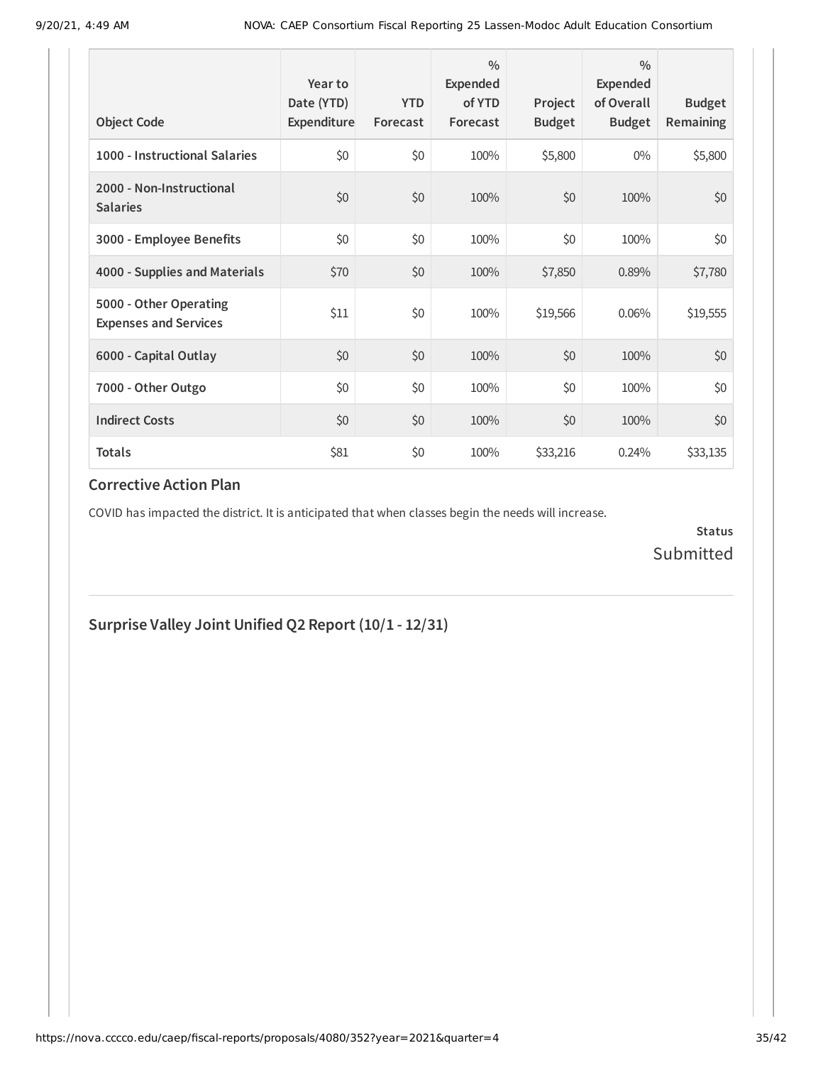| Object Code | Year to Date (YTD) Expenditure | YTD Forecast | % Expended of YTD Forecast | Project Budget | % Expended of Overall Budget | Budget Remaining |
|---|---|---|---|---|---|---|
| **1000 - Instructional Salaries** | $0 | $0 | 100% | $5,800 | 0% | $5,800 |
| **2000 - Non-Instructional Salaries** | $0 | $0 | 100% | $0 | 100% | $0 |
| **3000 - Employee Benefits** | $0 | $0 | 100% | $0 | 100% | $0 |
| **4000 - Supplies and Materials** | $70 | $0 | 100% | $7,850 | 0.89% | $7,780 |
| **5000 - Other Operating Expenses and Services** | $11 | $0 | 100% | $19,566 | 0.06% | $19,555 |
| **6000 - Capital Outlay** | $0 | $0 | 100% | $0 | 100% | $0 |
| **7000 - Other Outgo** | $0 | $0 | 100% | $0 | 100% | $0 |
| **Indirect Costs** | $0 | $0 | 100% | $0 | 100% | $0 |
| **Totals** | $81 | $0 | 100% | $33,216 | 0.24% | $33,135 |

## Corrective Action Plan

COVID has impacted the district. It is anticipated that when classes begin the needs will increase.

**Status**
Submitted

## Surprise Valley Joint Unified Q2 Report (10/1 - 12/31)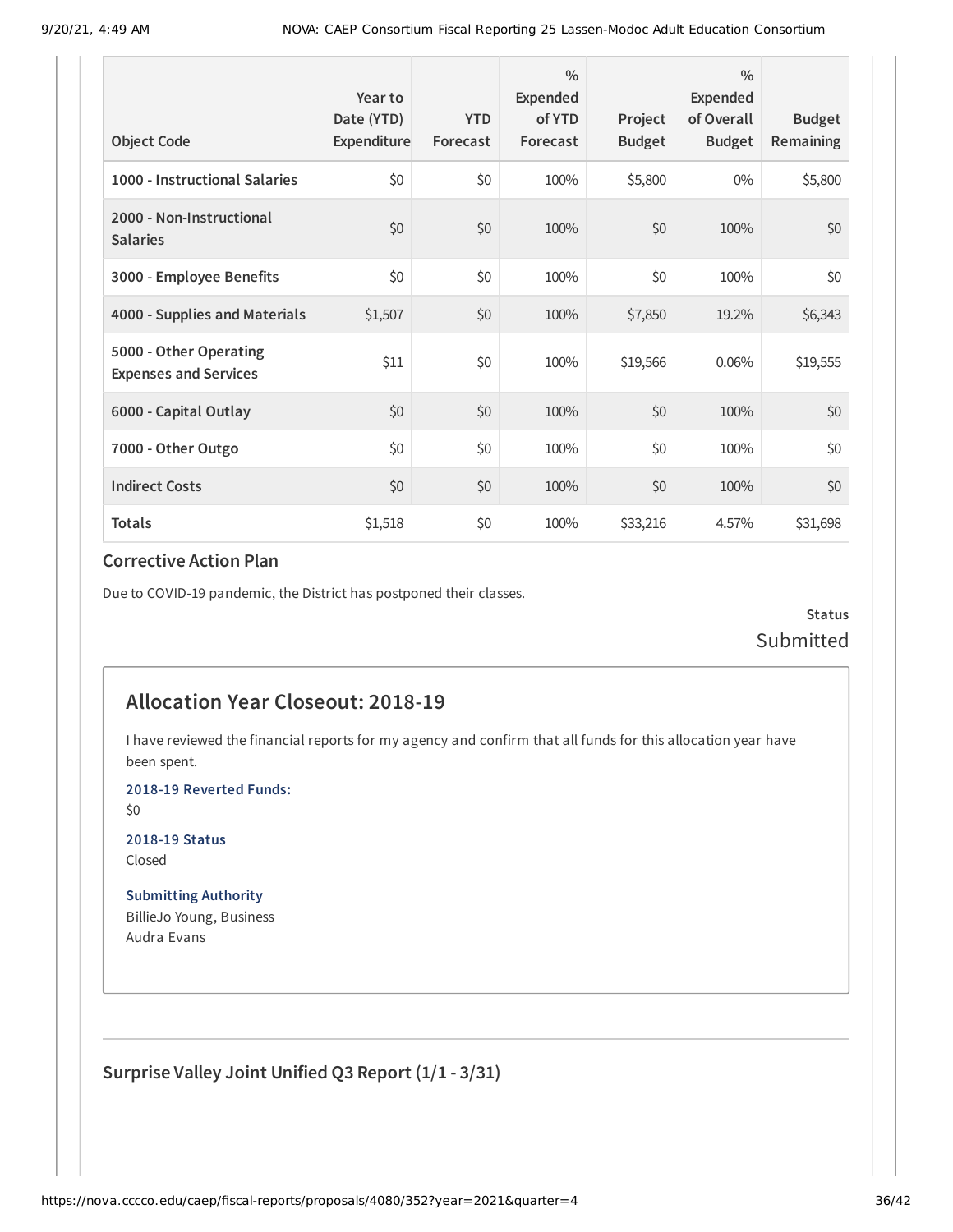| Object Code | Year to Date (YTD) Expenditure | YTD Forecast | % Expended of YTD Forecast | Project Budget | % Expended of Overall Budget | Budget Remaining |
|---|---|---|---|---|---|---|
| 1000 - Instructional Salaries | $0 | $0 | 100% | $5,800 | 0% | $5,800 |
| 2000 - Non-Instructional Salaries | $0 | $0 | 100% | $0 | 100% | $0 |
| 3000 - Employee Benefits | $0 | $0 | 100% | $0 | 100% | $0 |
| 4000 - Supplies and Materials | $1,507 | $0 | 100% | $7,850 | 19.2% | $6,343 |
| 5000 - Other Operating Expenses and Services | $11 | $0 | 100% | $19,566 | 0.06% | $19,555 |
| 6000 - Capital Outlay | $0 | $0 | 100% | $0 | 100% | $0 |
| 7000 - Other Outgo | $0 | $0 | 100% | $0 | 100% | $0 |
| Indirect Costs | $0 | $0 | 100% | $0 | 100% | $0 |
| Totals | $1,518 | $0 | 100% | $33,216 | 4.57% | $31,698 |

### Corrective Action Plan

Due to COVID-19 pandemic, the District has postponed their classes.

**Status**
Submitted

## Allocation Year Closeout: 2018-19

I have reviewed the financial reports for my agency and confirm that all funds for this allocation year have been spent.

**2018-19 Reverted Funds:**
$0

**2018-19 Status**
Closed

**Submitting Authority**
BillieJo Young, Business
Audra Evans

### Surprise Valley Joint Unified Q3 Report (1/1 - 3/31)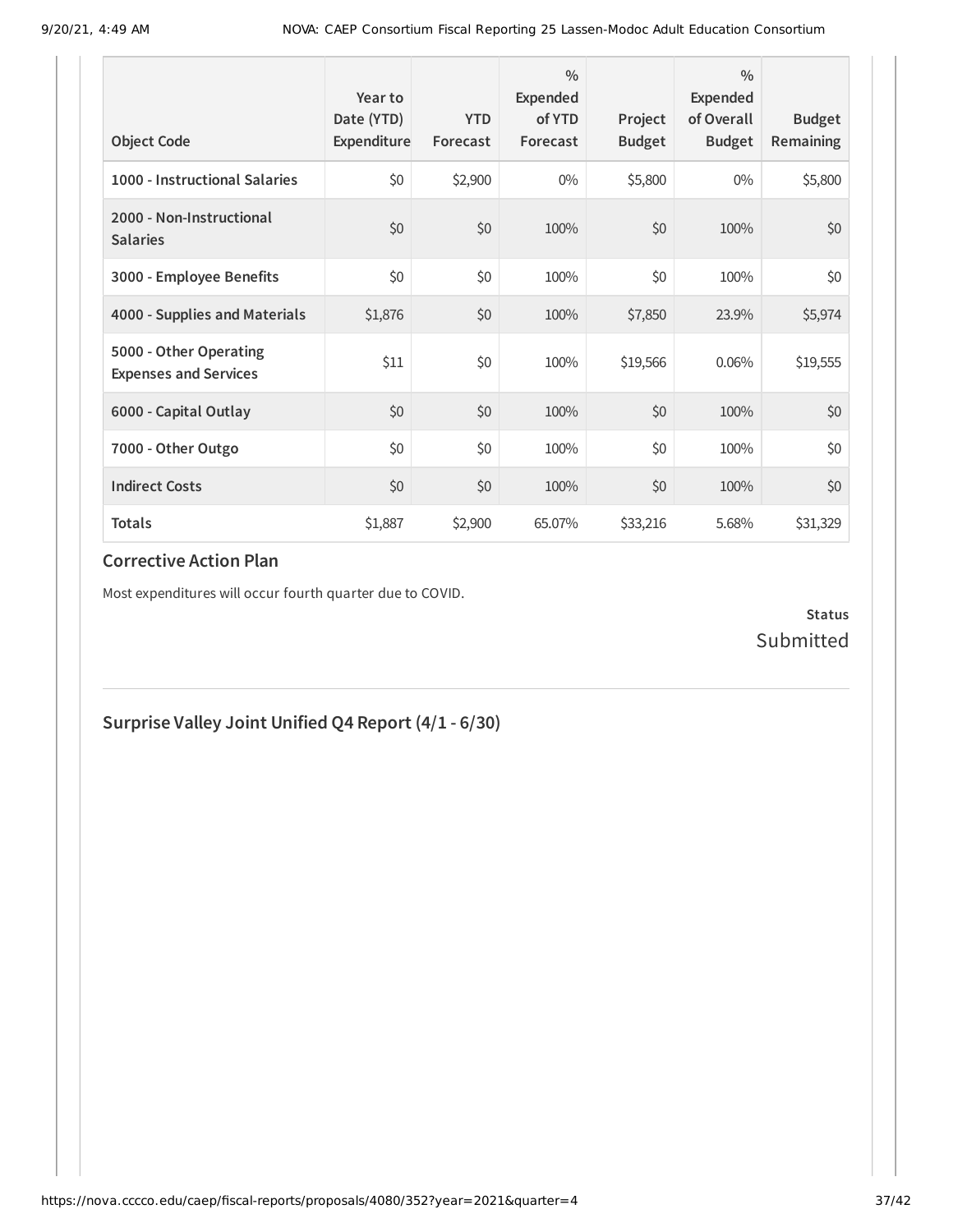| Object Code | Year to Date (YTD) Expenditure | YTD Forecast | % Expended of YTD Forecast | Project Budget | % Expended of Overall Budget | Budget Remaining |
|---|---|---|---|---|---|---|
| **1000 - Instructional Salaries** | $0 | $2,900 | 0% | $5,800 | 0% | $5,800 |
| **2000 - Non-Instructional Salaries** | $0 | $0 | 100% | $0 | 100% | $0 |
| **3000 - Employee Benefits** | $0 | $0 | 100% | $0 | 100% | $0 |
| **4000 - Supplies and Materials** | $1,876 | $0 | 100% | $7,850 | 23.9% | $5,974 |
| **5000 - Other Operating Expenses and Services** | $11 | $0 | 100% | $19,566 | 0.06% | $19,555 |
| **6000 - Capital Outlay** | $0 | $0 | 100% | $0 | 100% | $0 |
| **7000 - Other Outgo** | $0 | $0 | 100% | $0 | 100% | $0 |
| **Indirect Costs** | $0 | $0 | 100% | $0 | 100% | $0 |
| **Totals** | $1,887 | $2,900 | 65.07% | $33,216 | 5.68% | $31,329 |

### Corrective Action Plan

Most expenditures will occur fourth quarter due to COVID.

**Status**
Submitted

## Surprise Valley Joint Unified Q4 Report (4/1 - 6/30)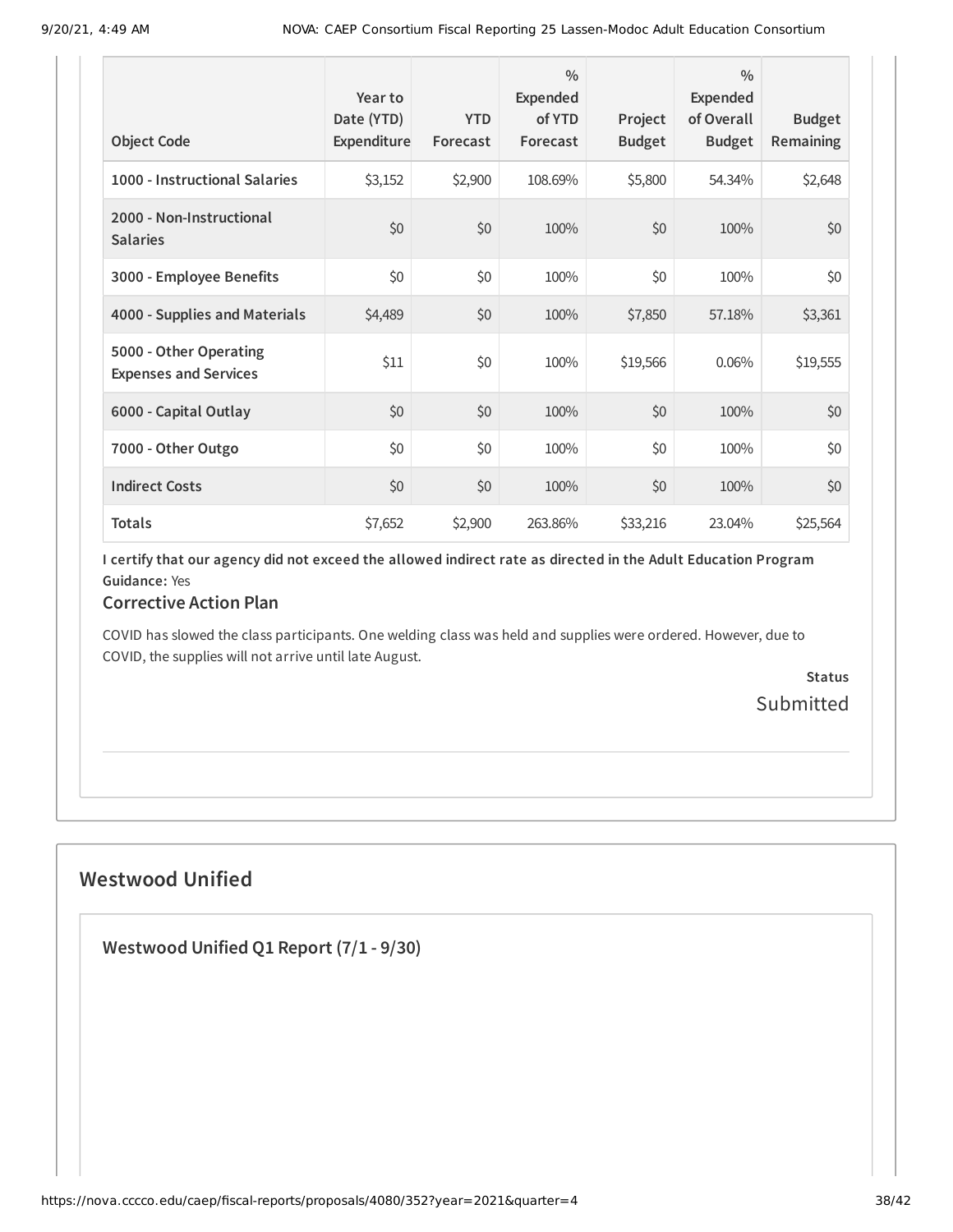| Object Code | Year to Date (YTD) Expenditure | YTD Forecast | % Expended of YTD Forecast | Project Budget | % Expended of Overall Budget | Budget Remaining |
|---|---|---|---|---|---|---|
| 1000 - Instructional Salaries | $3,152 | $2,900 | 108.69% | $5,800 | 54.34% | $2,648 |
| 2000 - Non-Instructional Salaries | $0 | $0 | 100% | $0 | 100% | $0 |
| 3000 - Employee Benefits | $0 | $0 | 100% | $0 | 100% | $0 |
| 4000 - Supplies and Materials | $4,489 | $0 | 100% | $7,850 | 57.18% | $3,361 |
| 5000 - Other Operating Expenses and Services | $11 | $0 | 100% | $19,566 | 0.06% | $19,555 |
| 6000 - Capital Outlay | $0 | $0 | 100% | $0 | 100% | $0 |
| 7000 - Other Outgo | $0 | $0 | 100% | $0 | 100% | $0 |
| Indirect Costs | $0 | $0 | 100% | $0 | 100% | $0 |
| Totals | $7,652 | $2,900 | 263.86% | $33,216 | 23.04% | $25,564 |

**I certify that our agency did not exceed the allowed indirect rate as directed in the Adult Education Program Guidance:** Yes

### Corrective Action Plan

COVID has slowed the class participants. One welding class was held and supplies were ordered. However, due to COVID, the supplies will not arrive until late August.

**Status**

Submitted

## Westwood Unified

### Westwood Unified Q1 Report (7/1 - 9/30)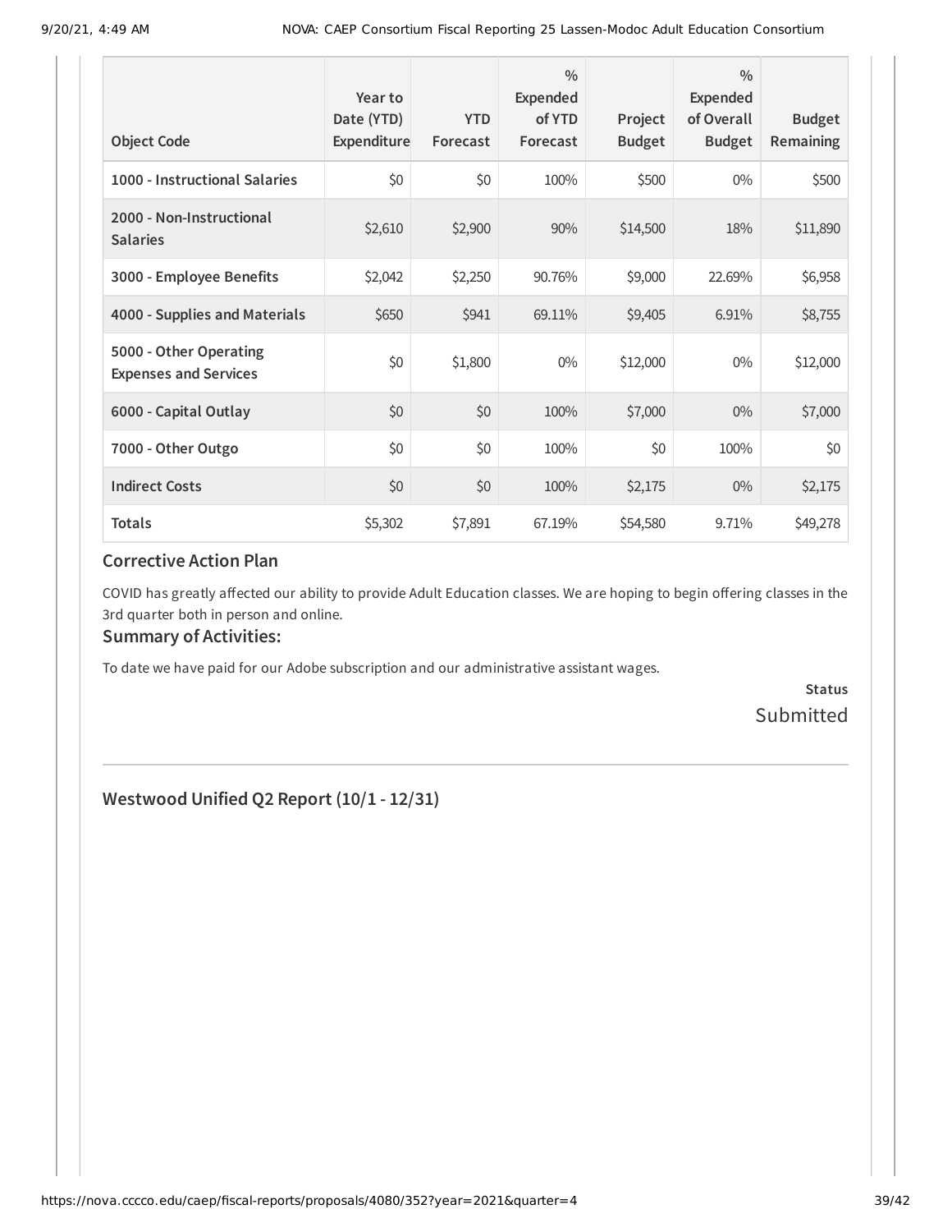| Object Code | Year to Date (YTD) Expenditure | YTD Forecast | % Expended of YTD Forecast | Project Budget | % Expended of Overall Budget | Budget Remaining |
|---|---|---|---|---|---|---|
| **1000 - Instructional Salaries** | $0 | $0 | 100% | $500 | 0% | $500 |
| **2000 - Non-Instructional Salaries** | $2,610 | $2,900 | 90% | $14,500 | 18% | $11,890 |
| **3000 - Employee Benefits** | $2,042 | $2,250 | 90.76% | $9,000 | 22.69% | $6,958 |
| **4000 - Supplies and Materials** | $650 | $941 | 69.11% | $9,405 | 6.91% | $8,755 |
| **5000 - Other Operating Expenses and Services** | $0 | $1,800 | 0% | $12,000 | 0% | $12,000 |
| **6000 - Capital Outlay** | $0 | $0 | 100% | $7,000 | 0% | $7,000 |
| **7000 - Other Outgo** | $0 | $0 | 100% | $0 | 100% | $0 |
| **Indirect Costs** | $0 | $0 | 100% | $2,175 | 0% | $2,175 |
| **Totals** | $5,302 | $7,891 | 67.19% | $54,580 | 9.71% | $49,278 |

### Corrective Action Plan

COVID has greatly affected our ability to provide Adult Education classes. We are hoping to begin offering classes in the 3rd quarter both in person and online.

### Summary of Activities:

To date we have paid for our Adobe subscription and our administrative assistant wages.

**Status**
Submitted

---

### Westwood Unified Q2 Report (10/1 - 12/31)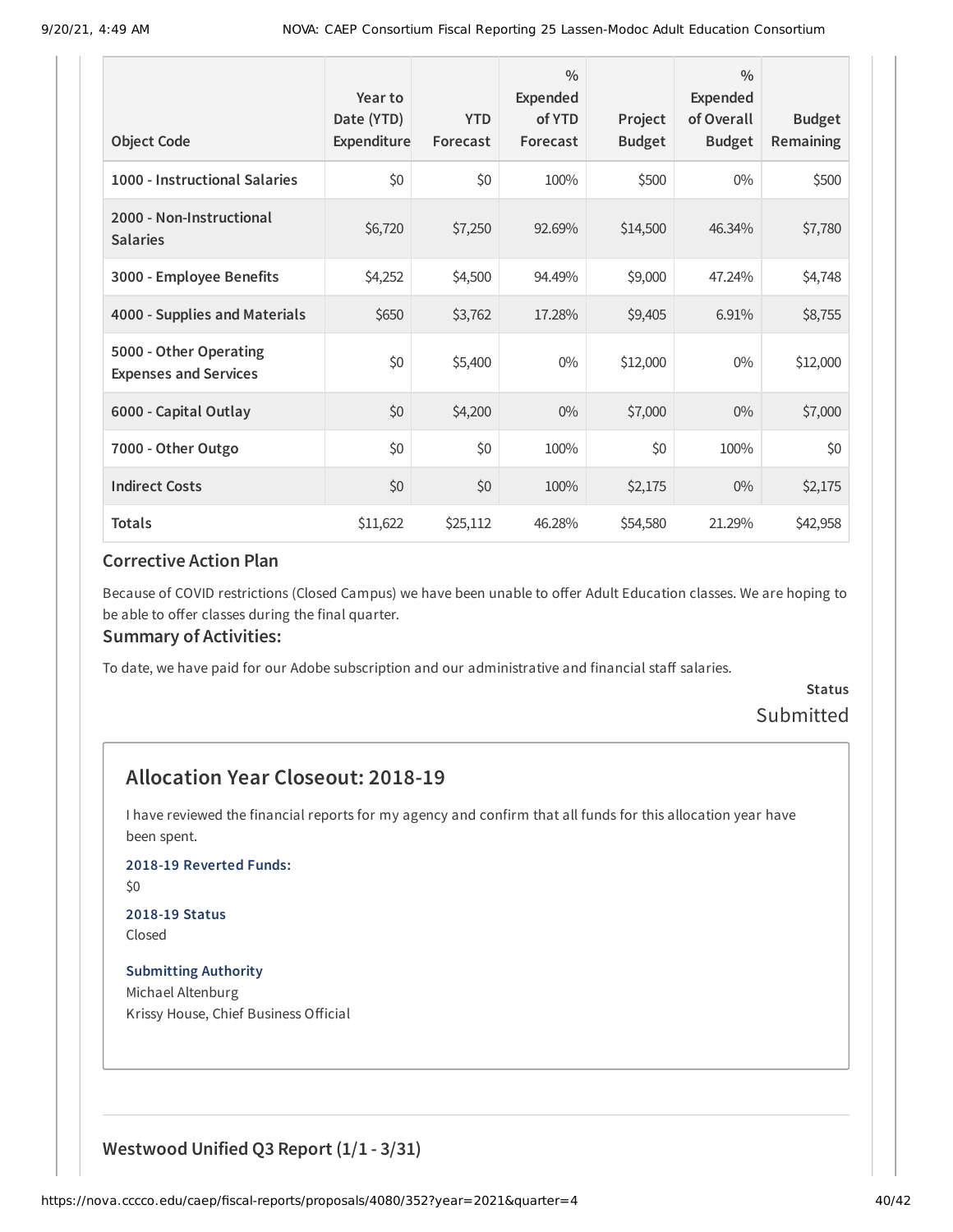| Object Code | Year to Date (YTD) Expenditure | YTD Forecast | % Expended of YTD Forecast | Project Budget | % Expended of Overall Budget | Budget Remaining |
|---|---|---|---|---|---|---|
| 1000 - Instructional Salaries | $0 | $0 | 100% | $500 | 0% | $500 |
| 2000 - Non-Instructional Salaries | $6,720 | $7,250 | 92.69% | $14,500 | 46.34% | $7,780 |
| 3000 - Employee Benefits | $4,252 | $4,500 | 94.49% | $9,000 | 47.24% | $4,748 |
| 4000 - Supplies and Materials | $650 | $3,762 | 17.28% | $9,405 | 6.91% | $8,755 |
| 5000 - Other Operating Expenses and Services | $0 | $5,400 | 0% | $12,000 | 0% | $12,000 |
| 6000 - Capital Outlay | $0 | $4,200 | 0% | $7,000 | 0% | $7,000 |
| 7000 - Other Outgo | $0 | $0 | 100% | $0 | 100% | $0 |
| Indirect Costs | $0 | $0 | 100% | $2,175 | 0% | $2,175 |
| Totals | $11,622 | $25,112 | 46.28% | $54,580 | 21.29% | $42,958 |

### Corrective Action Plan

Because of COVID restrictions (Closed Campus) we have been unable to offer Adult Education classes. We are hoping to be able to offer classes during the final quarter.

### Summary of Activities:

To date, we have paid for our Adobe subscription and our administrative and financial staff salaries.

**Status**

Submitted

## Allocation Year Closeout: 2018-19

I have reviewed the financial reports for my agency and confirm that all funds for this allocation year have been spent.

**2018-19 Reverted Funds:**

$0

**2018-19 Status**

Closed

**Submitting Authority**

Michael Altenburg

Krissy House, Chief Business Official

## Westwood Unified Q3 Report (1/1 - 3/31)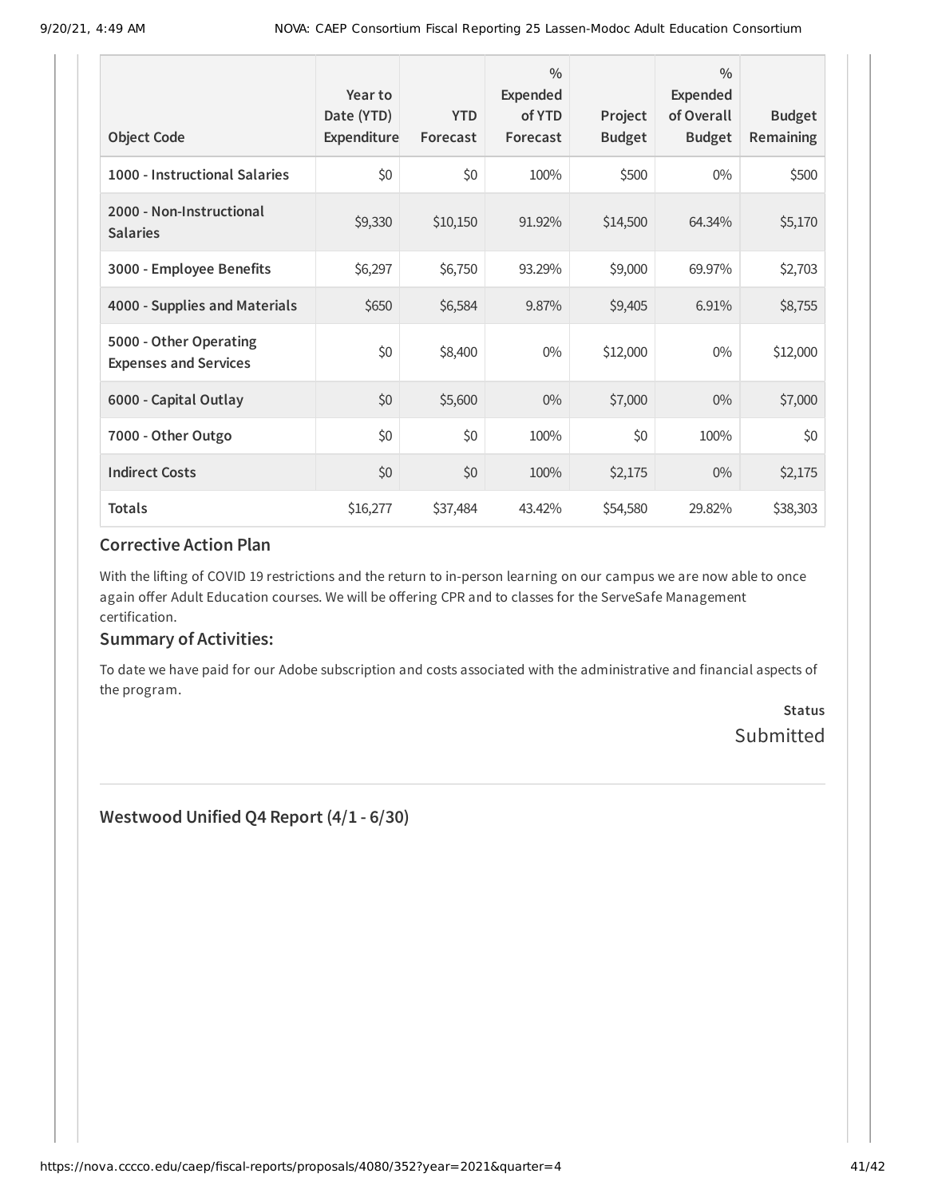| Object Code | Year to Date (YTD) Expenditure | YTD Forecast | % Expended of YTD Forecast | Project Budget | % Expended of Overall Budget | Budget Remaining |
|---|---|---|---|---|---|---|
| **1000 - Instructional Salaries** | $0 | $0 | 100% | $500 | 0% | $500 |
| **2000 - Non-Instructional Salaries** | $9,330 | $10,150 | 91.92% | $14,500 | 64.34% | $5,170 |
| **3000 - Employee Benefits** | $6,297 | $6,750 | 93.29% | $9,000 | 69.97% | $2,703 |
| **4000 - Supplies and Materials** | $650 | $6,584 | 9.87% | $9,405 | 6.91% | $8,755 |
| **5000 - Other Operating Expenses and Services** | $0 | $8,400 | 0% | $12,000 | 0% | $12,000 |
| **6000 - Capital Outlay** | $0 | $5,600 | 0% | $7,000 | 0% | $7,000 |
| **7000 - Other Outgo** | $0 | $0 | 100% | $0 | 100% | $0 |
| **Indirect Costs** | $0 | $0 | 100% | $2,175 | 0% | $2,175 |
| **Totals** | $16,277 | $37,484 | 43.42% | $54,580 | 29.82% | $38,303 |

### Corrective Action Plan

With the lifting of COVID 19 restrictions and the return to in-person learning on our campus we are now able to once again offer Adult Education courses. We will be offering CPR and to classes for the ServeSafe Management certification.

### Summary of Activities:

To date we have paid for our Adobe subscription and costs associated with the administrative and financial aspects of the program.

**Status**
Submitted

---

## Westwood Unified Q4 Report (4/1 - 6/30)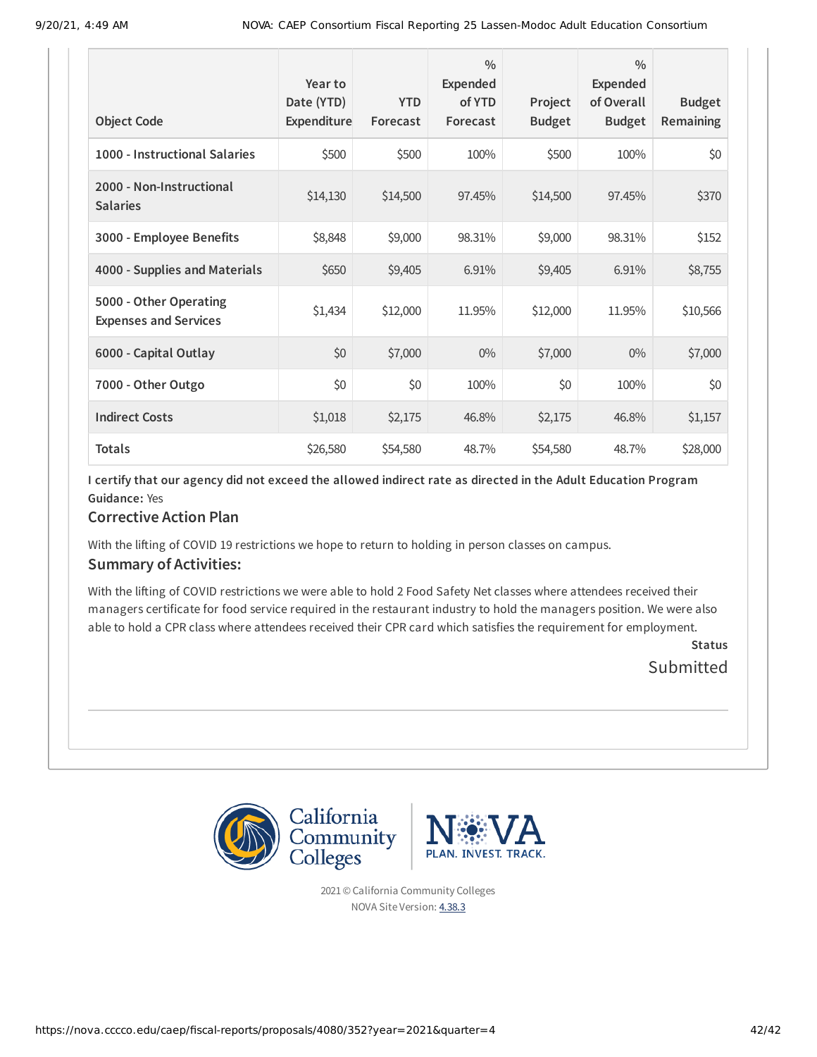| Object Code | Year to Date (YTD) Expenditure | YTD Forecast | % Expended of YTD Forecast | Project Budget | % Expended of Overall Budget | Budget Remaining |
|---|---|---|---|---|---|---|
| 1000 - Instructional Salaries | $500 | $500 | 100% | $500 | 100% | $0 |
| 2000 - Non-Instructional Salaries | $14,130 | $14,500 | 97.45% | $14,500 | 97.45% | $370 |
| 3000 - Employee Benefits | $8,848 | $9,000 | 98.31% | $9,000 | 98.31% | $152 |
| 4000 - Supplies and Materials | $650 | $9,405 | 6.91% | $9,405 | 6.91% | $8,755 |
| 5000 - Other Operating Expenses and Services | $1,434 | $12,000 | 11.95% | $12,000 | 11.95% | $10,566 |
| 6000 - Capital Outlay | $0 | $7,000 | 0% | $7,000 | 0% | $7,000 |
| 7000 - Other Outgo | $0 | $0 | 100% | $0 | 100% | $0 |
| Indirect Costs | $1,018 | $2,175 | 46.8% | $2,175 | 46.8% | $1,157 |
| Totals | $26,580 | $54,580 | 48.7% | $54,580 | 48.7% | $28,000 |

**I certify that our agency did not exceed the allowed indirect rate as directed in the Adult Education Program Guidance:** Yes

## Corrective Action Plan

With the lifting of COVID 19 restrictions we hope to return to holding in person classes on campus.

## Summary of Activities:

With the lifting of COVID restrictions we were able to hold 2 Food Safety Net classes where attendees received their managers certificate for food service required in the restaurant industry to hold the managers position. We were also able to hold a CPR class where attendees received their CPR card which satisfies the requirement for employment.

**Status**

Submitted

2021 © California Community Colleges
NOVA Site Version: 4.38.3